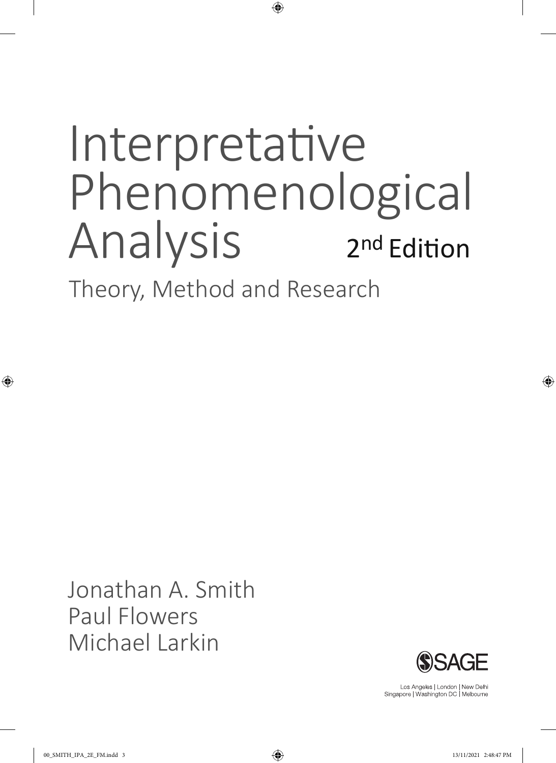# Interpretative Phenomenological Analysis

2nd Edition

## Theory, Method and Research

Jonathan A. Smith
Paul Flowers
Michael Larkin

SAGE

Los Angeles | London | New Delhi
Singapore | Washington DC | Melbourne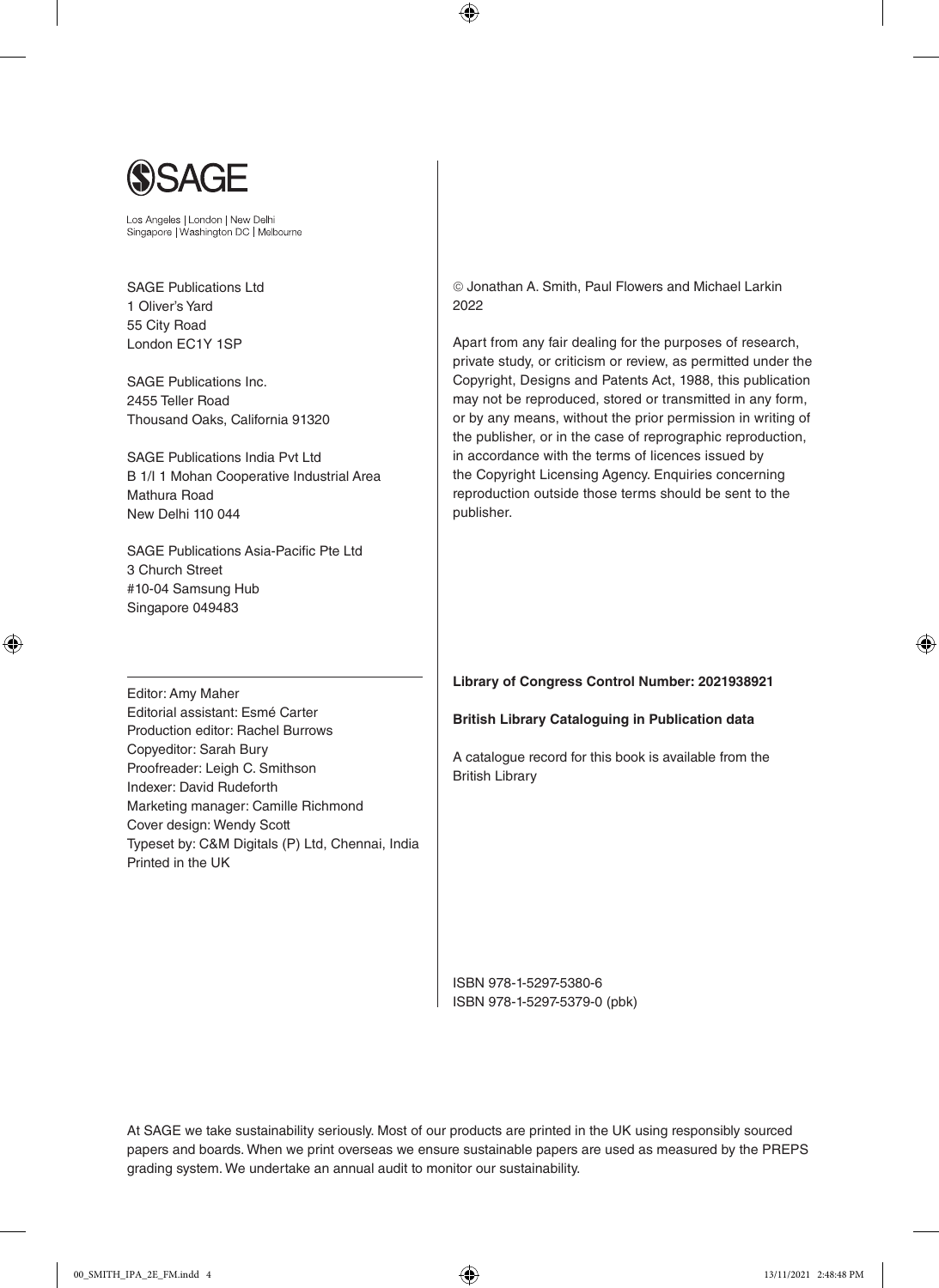SAGE

Los Angeles | London | New Delhi
Singapore | Washington DC | Melbourne

SAGE Publications Ltd
1 Oliver's Yard
55 City Road
London EC1Y 1SP

SAGE Publications Inc.
2455 Teller Road
Thousand Oaks, California 91320

SAGE Publications India Pvt Ltd
B 1/I 1 Mohan Cooperative Industrial Area
Mathura Road
New Delhi 110 044

SAGE Publications Asia-Pacific Pte Ltd
3 Church Street
#10-04 Samsung Hub
Singapore 049483

Editor: Amy Maher
Editorial assistant: Esmé Carter
Production editor: Rachel Burrows
Copyeditor: Sarah Bury
Proofreader: Leigh C. Smithson
Indexer: David Rudeforth
Marketing manager: Camille Richmond
Cover design: Wendy Scott
Typeset by: C&M Digitals (P) Ltd, Chennai, India
Printed in the UK

© Jonathan A. Smith, Paul Flowers and Michael Larkin 2022

Apart from any fair dealing for the purposes of research, private study, or criticism or review, as permitted under the Copyright, Designs and Patents Act, 1988, this publication may not be reproduced, stored or transmitted in any form, or by any means, without the prior permission in writing of the publisher, or in the case of reprographic reproduction, in accordance with the terms of licences issued by the Copyright Licensing Agency. Enquiries concerning reproduction outside those terms should be sent to the publisher.

**Library of Congress Control Number: 2021938921**

**British Library Cataloguing in Publication data**

A catalogue record for this book is available from the British Library

ISBN 978-1-5297-5380-6
ISBN 978-1-5297-5379-0 (pbk)

At SAGE we take sustainability seriously. Most of our products are printed in the UK using responsibly sourced papers and boards. When we print overseas we ensure sustainable papers are used as measured by the PREPS grading system. We undertake an annual audit to monitor our sustainability.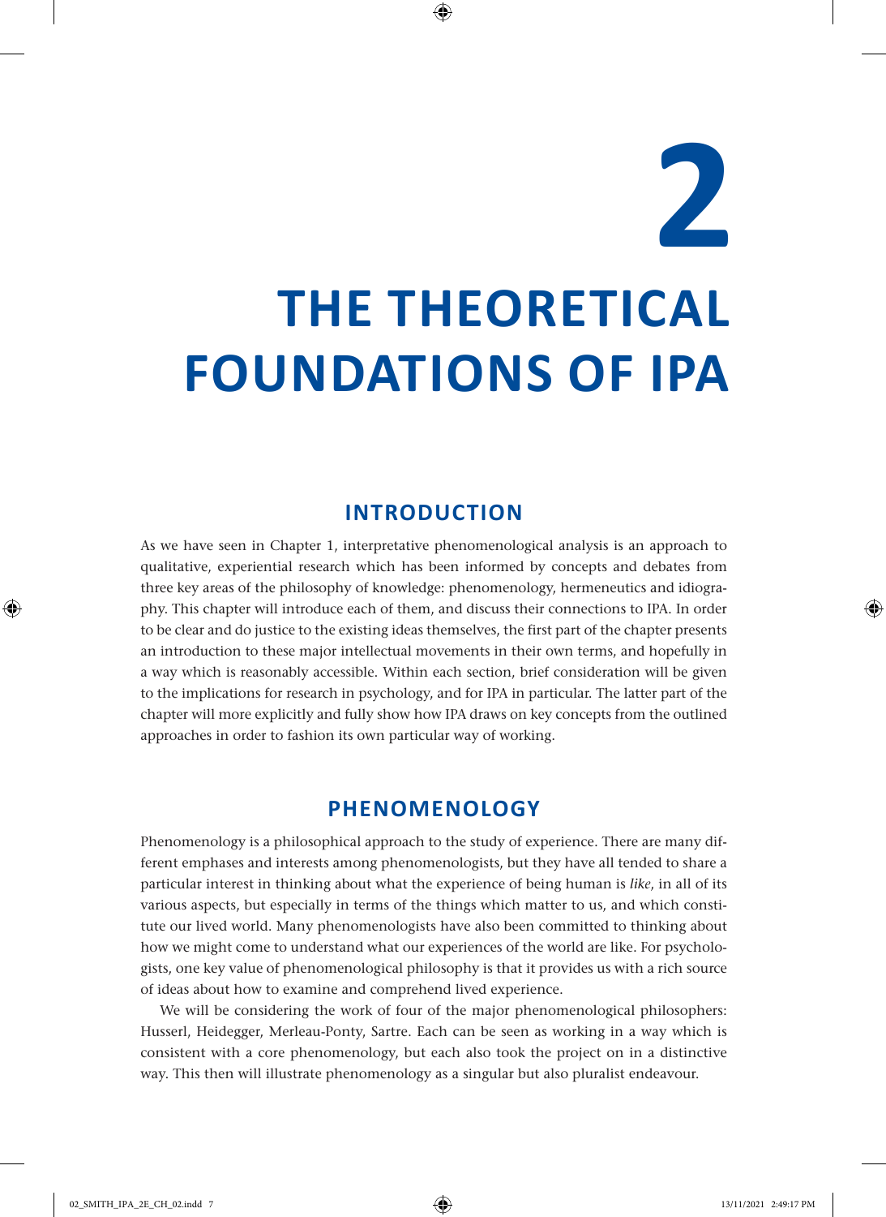# 2

# THE THEORETICAL FOUNDATIONS OF IPA

## INTRODUCTION

As we have seen in Chapter 1, interpretative phenomenological analysis is an approach to qualitative, experiential research which has been informed by concepts and debates from three key areas of the philosophy of knowledge: phenomenology, hermeneutics and idiography. This chapter will introduce each of them, and discuss their connections to IPA. In order to be clear and do justice to the existing ideas themselves, the first part of the chapter presents an introduction to these major intellectual movements in their own terms, and hopefully in a way which is reasonably accessible. Within each section, brief consideration will be given to the implications for research in psychology, and for IPA in particular. The latter part of the chapter will more explicitly and fully show how IPA draws on key concepts from the outlined approaches in order to fashion its own particular way of working.

## PHENOMENOLOGY

Phenomenology is a philosophical approach to the study of experience. There are many different emphases and interests among phenomenologists, but they have all tended to share a particular interest in thinking about what the experience of being human is *like*, in all of its various aspects, but especially in terms of the things which matter to us, and which constitute our lived world. Many phenomenologists have also been committed to thinking about how we might come to understand what our experiences of the world are like. For psychologists, one key value of phenomenological philosophy is that it provides us with a rich source of ideas about how to examine and comprehend lived experience.

We will be considering the work of four of the major phenomenological philosophers: Husserl, Heidegger, Merleau-Ponty, Sartre. Each can be seen as working in a way which is consistent with a core phenomenology, but each also took the project on in a distinctive way. This then will illustrate phenomenology as a singular but also pluralist endeavour.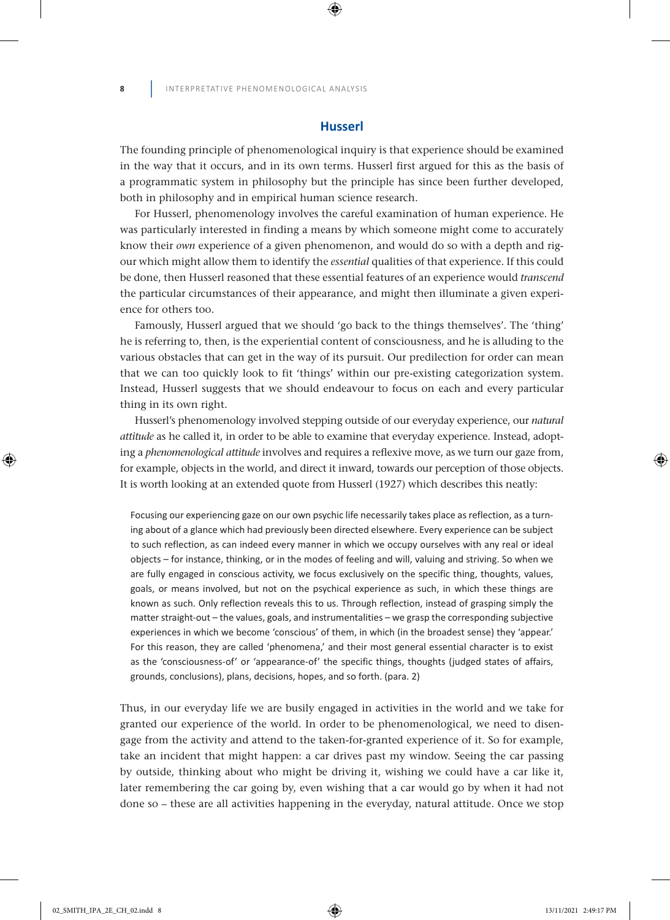## Husserl

The founding principle of phenomenological inquiry is that experience should be examined in the way that it occurs, and in its own terms. Husserl first argued for this as the basis of a programmatic system in philosophy but the principle has since been further developed, both in philosophy and in empirical human science research.

For Husserl, phenomenology involves the careful examination of human experience. He was particularly interested in finding a means by which someone might come to accurately know their *own* experience of a given phenomenon, and would do so with a depth and rigour which might allow them to identify the *essential* qualities of that experience. If this could be done, then Husserl reasoned that these essential features of an experience would *transcend* the particular circumstances of their appearance, and might then illuminate a given experience for others too.

Famously, Husserl argued that we should 'go back to the things themselves'. The 'thing' he is referring to, then, is the experiential content of consciousness, and he is alluding to the various obstacles that can get in the way of its pursuit. Our predilection for order can mean that we can too quickly look to fit 'things' within our pre-existing categorization system. Instead, Husserl suggests that we should endeavour to focus on each and every particular thing in its own right.

Husserl's phenomenology involved stepping outside of our everyday experience, our *natural attitude* as he called it, in order to be able to examine that everyday experience. Instead, adopting a *phenomenological attitude* involves and requires a reflexive move, as we turn our gaze from, for example, objects in the world, and direct it inward, towards our perception of those objects. It is worth looking at an extended quote from Husserl (1927) which describes this neatly:

> Focusing our experiencing gaze on our own psychic life necessarily takes place as reflection, as a turning about of a glance which had previously been directed elsewhere. Every experience can be subject to such reflection, as can indeed every manner in which we occupy ourselves with any real or ideal objects – for instance, thinking, or in the modes of feeling and will, valuing and striving. So when we are fully engaged in conscious activity, we focus exclusively on the specific thing, thoughts, values, goals, or means involved, but not on the psychical experience as such, in which these things are known as such. Only reflection reveals this to us. Through reflection, instead of grasping simply the matter straight-out – the values, goals, and instrumentalities – we grasp the corresponding subjective experiences in which we become 'conscious' of them, in which (in the broadest sense) they 'appear.' For this reason, they are called 'phenomena,' and their most general essential character is to exist as the 'consciousness-of' or 'appearance-of' the specific things, thoughts (judged states of affairs, grounds, conclusions), plans, decisions, hopes, and so forth. (para. 2)

Thus, in our everyday life we are busily engaged in activities in the world and we take for granted our experience of the world. In order to be phenomenological, we need to disengage from the activity and attend to the taken-for-granted experience of it. So for example, take an incident that might happen: a car drives past my window. Seeing the car passing by outside, thinking about who might be driving it, wishing we could have a car like it, later remembering the car going by, even wishing that a car would go by when it had not done so – these are all activities happening in the everyday, natural attitude. Once we stop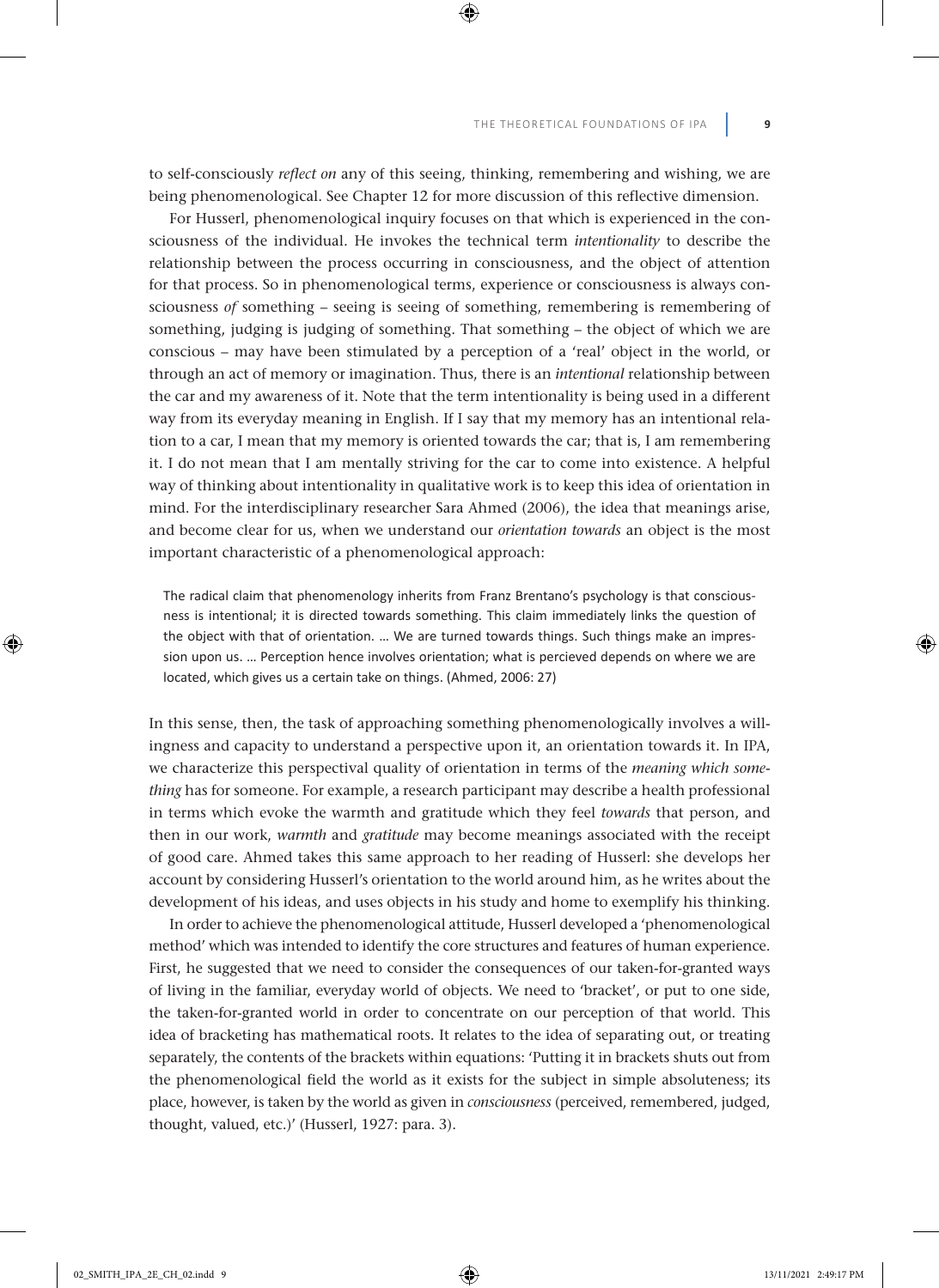to self-consciously *reflect on* any of this seeing, thinking, remembering and wishing, we are being phenomenological. See Chapter 12 for more discussion of this reflective dimension.

For Husserl, phenomenological inquiry focuses on that which is experienced in the consciousness of the individual. He invokes the technical term *intentionality* to describe the relationship between the process occurring in consciousness, and the object of attention for that process. So in phenomenological terms, experience or consciousness is always consciousness *of* something – seeing is seeing of something, remembering is remembering of something, judging is judging of something. That something – the object of which we are conscious – may have been stimulated by a perception of a 'real' object in the world, or through an act of memory or imagination. Thus, there is an *intentional* relationship between the car and my awareness of it. Note that the term intentionality is being used in a different way from its everyday meaning in English. If I say that my memory has an intentional relation to a car, I mean that my memory is oriented towards the car; that is, I am remembering it. I do not mean that I am mentally striving for the car to come into existence. A helpful way of thinking about intentionality in qualitative work is to keep this idea of orientation in mind. For the interdisciplinary researcher Sara Ahmed (2006), the idea that meanings arise, and become clear for us, when we understand our *orientation towards* an object is the most important characteristic of a phenomenological approach:

> The radical claim that phenomenology inherits from Franz Brentano's psychology is that consciousness is intentional; it is directed towards something. This claim immediately links the question of the object with that of orientation. … We are turned towards things. Such things make an impression upon us. … Perception hence involves orientation; what is percieved depends on where we are located, which gives us a certain take on things. (Ahmed, 2006: 27)

In this sense, then, the task of approaching something phenomenologically involves a willingness and capacity to understand a perspective upon it, an orientation towards it. In IPA, we characterize this perspectival quality of orientation in terms of the *meaning which something* has for someone. For example, a research participant may describe a health professional in terms which evoke the warmth and gratitude which they feel *towards* that person, and then in our work, *warmth* and *gratitude* may become meanings associated with the receipt of good care. Ahmed takes this same approach to her reading of Husserl: she develops her account by considering Husserl's orientation to the world around him, as he writes about the development of his ideas, and uses objects in his study and home to exemplify his thinking.

In order to achieve the phenomenological attitude, Husserl developed a 'phenomenological method' which was intended to identify the core structures and features of human experience. First, he suggested that we need to consider the consequences of our taken-for-granted ways of living in the familiar, everyday world of objects. We need to 'bracket', or put to one side, the taken-for-granted world in order to concentrate on our perception of that world. This idea of bracketing has mathematical roots. It relates to the idea of separating out, or treating separately, the contents of the brackets within equations: 'Putting it in brackets shuts out from the phenomenological field the world as it exists for the subject in simple absoluteness; its place, however, is taken by the world as given in *consciousness* (perceived, remembered, judged, thought, valued, etc.)' (Husserl, 1927: para. 3).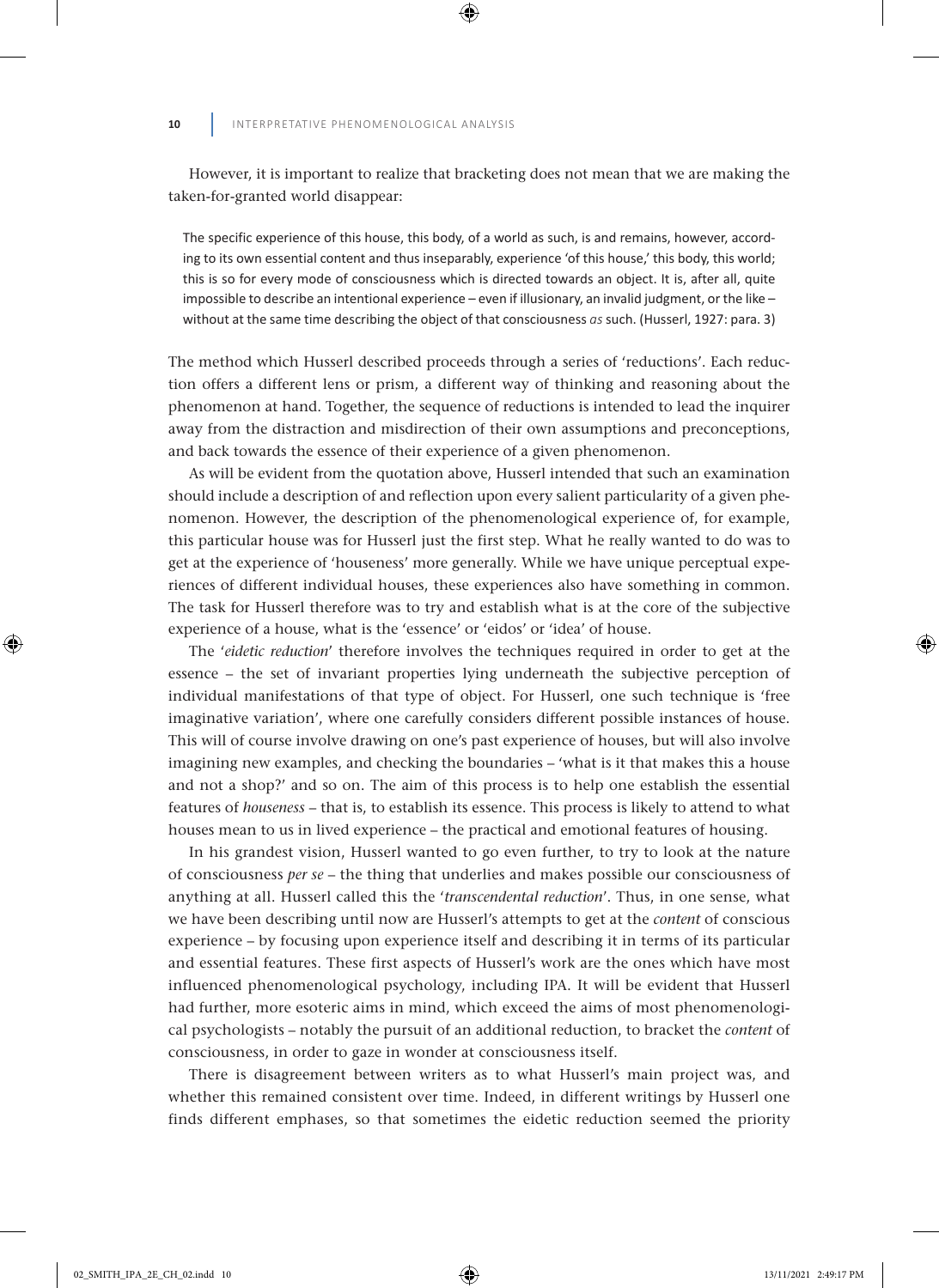However, it is important to realize that bracketing does not mean that we are making the taken-for-granted world disappear:

> The specific experience of this house, this body, of a world as such, is and remains, however, according to its own essential content and thus inseparably, experience 'of this house,' this body, this world; this is so for every mode of consciousness which is directed towards an object. It is, after all, quite impossible to describe an intentional experience – even if illusionary, an invalid judgment, or the like – without at the same time describing the object of that consciousness *as* such. (Husserl, 1927: para. 3)

The method which Husserl described proceeds through a series of 'reductions'. Each reduction offers a different lens or prism, a different way of thinking and reasoning about the phenomenon at hand. Together, the sequence of reductions is intended to lead the inquirer away from the distraction and misdirection of their own assumptions and preconceptions, and back towards the essence of their experience of a given phenomenon.

As will be evident from the quotation above, Husserl intended that such an examination should include a description of and reflection upon every salient particularity of a given phenomenon. However, the description of the phenomenological experience of, for example, this particular house was for Husserl just the first step. What he really wanted to do was to get at the experience of 'houseness' more generally. While we have unique perceptual experiences of different individual houses, these experiences also have something in common. The task for Husserl therefore was to try and establish what is at the core of the subjective experience of a house, what is the 'essence' or 'eidos' or 'idea' of house.

The '*eidetic reduction*' therefore involves the techniques required in order to get at the essence – the set of invariant properties lying underneath the subjective perception of individual manifestations of that type of object. For Husserl, one such technique is 'free imaginative variation', where one carefully considers different possible instances of house. This will of course involve drawing on one's past experience of houses, but will also involve imagining new examples, and checking the boundaries – 'what is it that makes this a house and not a shop?' and so on. The aim of this process is to help one establish the essential features of *houseness* – that is, to establish its essence. This process is likely to attend to what houses mean to us in lived experience – the practical and emotional features of housing.

In his grandest vision, Husserl wanted to go even further, to try to look at the nature of consciousness *per se* – the thing that underlies and makes possible our consciousness of anything at all. Husserl called this the '*transcendental reduction*'. Thus, in one sense, what we have been describing until now are Husserl's attempts to get at the *content* of conscious experience – by focusing upon experience itself and describing it in terms of its particular and essential features. These first aspects of Husserl's work are the ones which have most influenced phenomenological psychology, including IPA. It will be evident that Husserl had further, more esoteric aims in mind, which exceed the aims of most phenomenological psychologists – notably the pursuit of an additional reduction, to bracket the *content* of consciousness, in order to gaze in wonder at consciousness itself.

There is disagreement between writers as to what Husserl's main project was, and whether this remained consistent over time. Indeed, in different writings by Husserl one finds different emphases, so that sometimes the eidetic reduction seemed the priority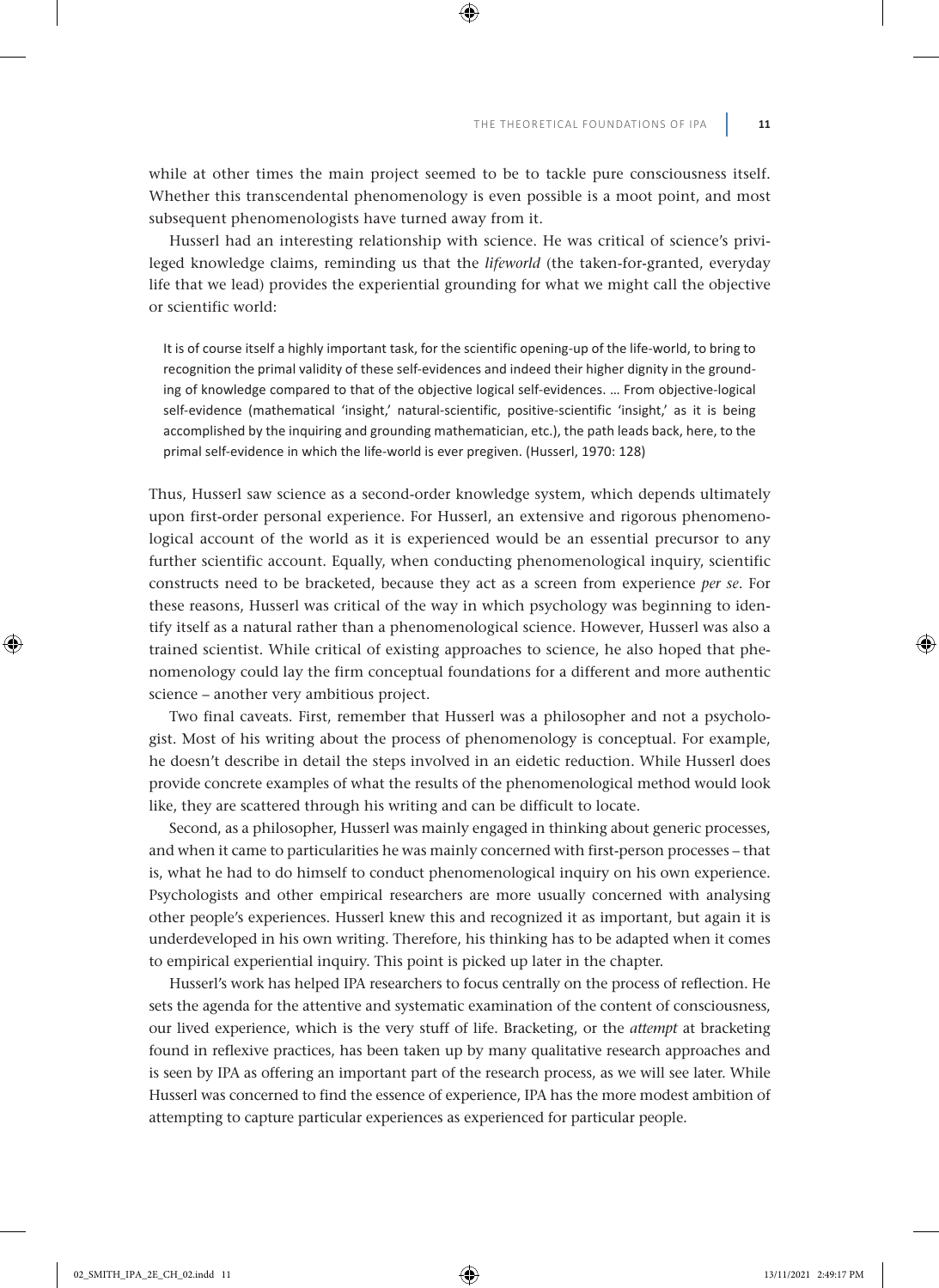while at other times the main project seemed to be to tackle pure consciousness itself. Whether this transcendental phenomenology is even possible is a moot point, and most subsequent phenomenologists have turned away from it.

Husserl had an interesting relationship with science. He was critical of science's privileged knowledge claims, reminding us that the *lifeworld* (the taken-for-granted, everyday life that we lead) provides the experiential grounding for what we might call the objective or scientific world:

> It is of course itself a highly important task, for the scientific opening-up of the life-world, to bring to recognition the primal validity of these self-evidences and indeed their higher dignity in the grounding of knowledge compared to that of the objective logical self-evidences. … From objective-logical self-evidence (mathematical 'insight,' natural-scientific, positive-scientific 'insight,' as it is being accomplished by the inquiring and grounding mathematician, etc.), the path leads back, here, to the primal self-evidence in which the life-world is ever pregiven. (Husserl, 1970: 128)

Thus, Husserl saw science as a second-order knowledge system, which depends ultimately upon first-order personal experience. For Husserl, an extensive and rigorous phenomenological account of the world as it is experienced would be an essential precursor to any further scientific account. Equally, when conducting phenomenological inquiry, scientific constructs need to be bracketed, because they act as a screen from experience *per se*. For these reasons, Husserl was critical of the way in which psychology was beginning to identify itself as a natural rather than a phenomenological science. However, Husserl was also a trained scientist. While critical of existing approaches to science, he also hoped that phenomenology could lay the firm conceptual foundations for a different and more authentic science – another very ambitious project.

Two final caveats. First, remember that Husserl was a philosopher and not a psychologist. Most of his writing about the process of phenomenology is conceptual. For example, he doesn't describe in detail the steps involved in an eidetic reduction. While Husserl does provide concrete examples of what the results of the phenomenological method would look like, they are scattered through his writing and can be difficult to locate.

Second, as a philosopher, Husserl was mainly engaged in thinking about generic processes, and when it came to particularities he was mainly concerned with first-person processes – that is, what he had to do himself to conduct phenomenological inquiry on his own experience. Psychologists and other empirical researchers are more usually concerned with analysing other people's experiences. Husserl knew this and recognized it as important, but again it is underdeveloped in his own writing. Therefore, his thinking has to be adapted when it comes to empirical experiential inquiry. This point is picked up later in the chapter.

Husserl's work has helped IPA researchers to focus centrally on the process of reflection. He sets the agenda for the attentive and systematic examination of the content of consciousness, our lived experience, which is the very stuff of life. Bracketing, or the *attempt* at bracketing found in reflexive practices, has been taken up by many qualitative research approaches and is seen by IPA as offering an important part of the research process, as we will see later. While Husserl was concerned to find the essence of experience, IPA has the more modest ambition of attempting to capture particular experiences as experienced for particular people.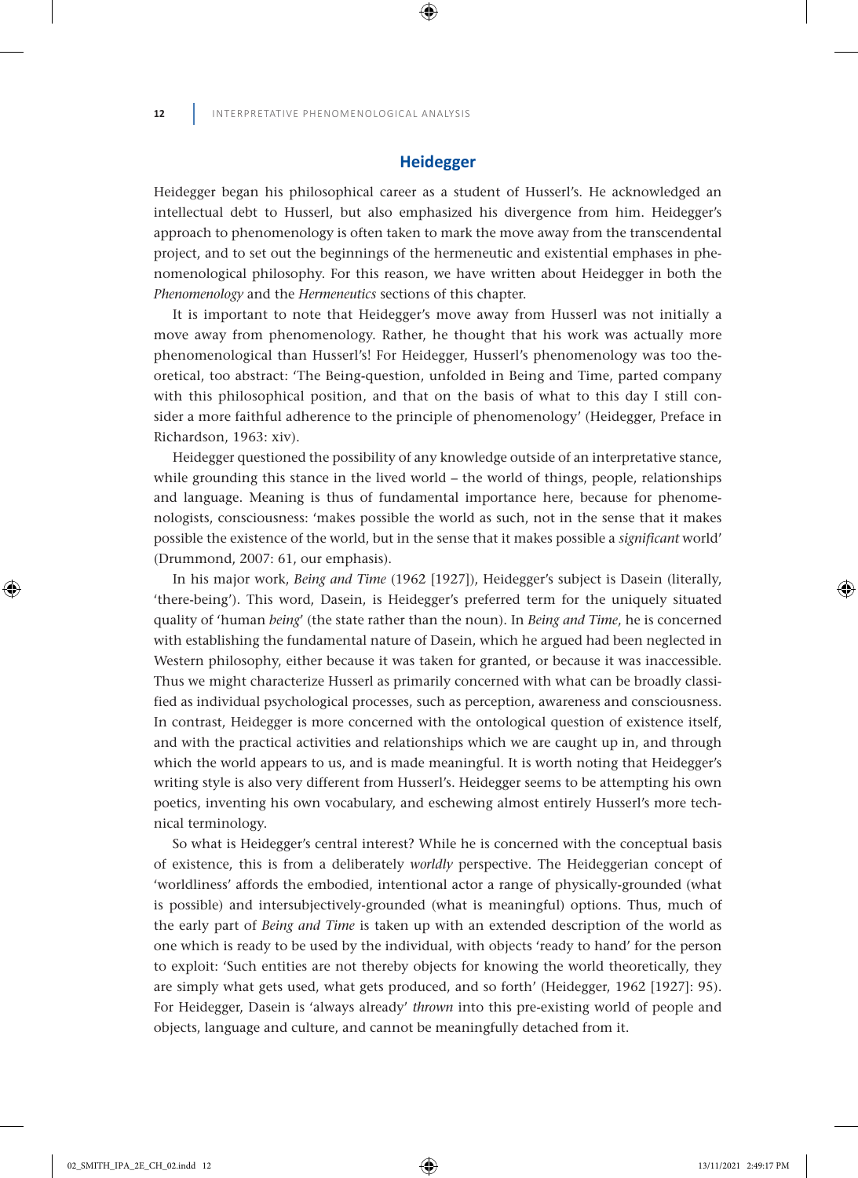## Heidegger

Heidegger began his philosophical career as a student of Husserl's. He acknowledged an intellectual debt to Husserl, but also emphasized his divergence from him. Heidegger's approach to phenomenology is often taken to mark the move away from the transcendental project, and to set out the beginnings of the hermeneutic and existential emphases in phenomenological philosophy. For this reason, we have written about Heidegger in both the *Phenomenology* and the *Hermeneutics* sections of this chapter.

It is important to note that Heidegger's move away from Husserl was not initially a move away from phenomenology. Rather, he thought that his work was actually more phenomenological than Husserl's! For Heidegger, Husserl's phenomenology was too theoretical, too abstract: 'The Being-question, unfolded in Being and Time, parted company with this philosophical position, and that on the basis of what to this day I still consider a more faithful adherence to the principle of phenomenology' (Heidegger, Preface in Richardson, 1963: xiv).

Heidegger questioned the possibility of any knowledge outside of an interpretative stance, while grounding this stance in the lived world – the world of things, people, relationships and language. Meaning is thus of fundamental importance here, because for phenomenologists, consciousness: 'makes possible the world as such, not in the sense that it makes possible the existence of the world, but in the sense that it makes possible a *significant* world' (Drummond, 2007: 61, our emphasis).

In his major work, *Being and Time* (1962 [1927]), Heidegger's subject is Dasein (literally, 'there-being'). This word, Dasein, is Heidegger's preferred term for the uniquely situated quality of 'human *being*' (the state rather than the noun). In *Being and Time*, he is concerned with establishing the fundamental nature of Dasein, which he argued had been neglected in Western philosophy, either because it was taken for granted, or because it was inaccessible. Thus we might characterize Husserl as primarily concerned with what can be broadly classified as individual psychological processes, such as perception, awareness and consciousness. In contrast, Heidegger is more concerned with the ontological question of existence itself, and with the practical activities and relationships which we are caught up in, and through which the world appears to us, and is made meaningful. It is worth noting that Heidegger's writing style is also very different from Husserl's. Heidegger seems to be attempting his own poetics, inventing his own vocabulary, and eschewing almost entirely Husserl's more technical terminology.

So what is Heidegger's central interest? While he is concerned with the conceptual basis of existence, this is from a deliberately *worldly* perspective. The Heideggerian concept of 'worldliness' affords the embodied, intentional actor a range of physically-grounded (what is possible) and intersubjectively-grounded (what is meaningful) options. Thus, much of the early part of *Being and Time* is taken up with an extended description of the world as one which is ready to be used by the individual, with objects 'ready to hand' for the person to exploit: 'Such entities are not thereby objects for knowing the world theoretically, they are simply what gets used, what gets produced, and so forth' (Heidegger, 1962 [1927]: 95). For Heidegger, Dasein is 'always already' *thrown* into this pre-existing world of people and objects, language and culture, and cannot be meaningfully detached from it.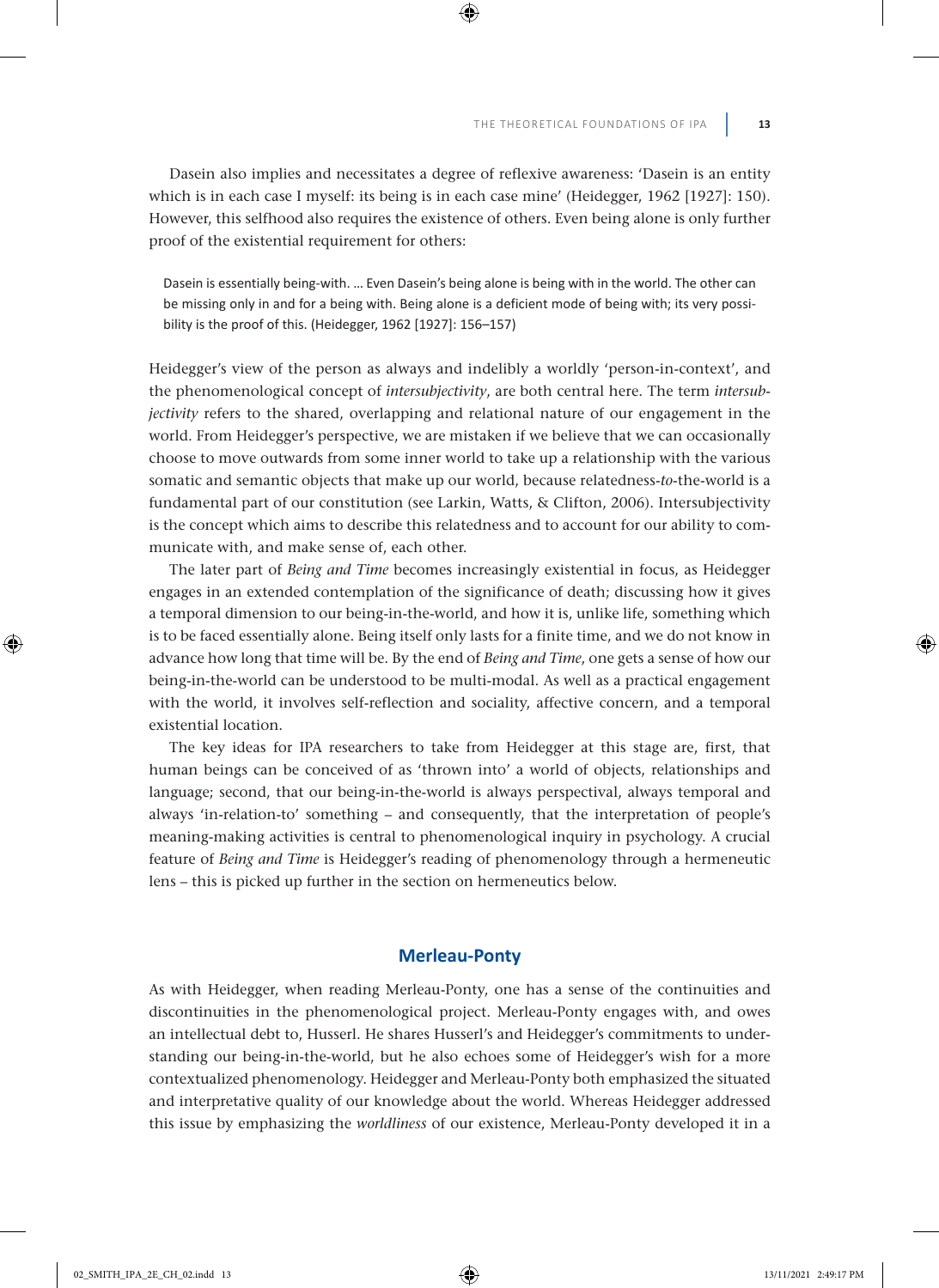Dasein also implies and necessitates a degree of reflexive awareness: 'Dasein is an entity which is in each case I myself: its being is in each case mine' (Heidegger, 1962 [1927]: 150). However, this selfhood also requires the existence of others. Even being alone is only further proof of the existential requirement for others:

> Dasein is essentially being-with. … Even Dasein's being alone is being with in the world. The other can be missing only in and for a being with. Being alone is a deficient mode of being with; its very possibility is the proof of this. (Heidegger, 1962 [1927]: 156–157)

Heidegger's view of the person as always and indelibly a worldly 'person-in-context', and the phenomenological concept of *intersubjectivity*, are both central here. The term *intersubjectivity* refers to the shared, overlapping and relational nature of our engagement in the world. From Heidegger's perspective, we are mistaken if we believe that we can occasionally choose to move outwards from some inner world to take up a relationship with the various somatic and semantic objects that make up our world, because relatedness-*to*-the-world is a fundamental part of our constitution (see Larkin, Watts, & Clifton, 2006). Intersubjectivity is the concept which aims to describe this relatedness and to account for our ability to communicate with, and make sense of, each other.

The later part of *Being and Time* becomes increasingly existential in focus, as Heidegger engages in an extended contemplation of the significance of death; discussing how it gives a temporal dimension to our being-in-the-world, and how it is, unlike life, something which is to be faced essentially alone. Being itself only lasts for a finite time, and we do not know in advance how long that time will be. By the end of *Being and Time*, one gets a sense of how our being-in-the-world can be understood to be multi-modal. As well as a practical engagement with the world, it involves self-reflection and sociality, affective concern, and a temporal existential location.

The key ideas for IPA researchers to take from Heidegger at this stage are, first, that human beings can be conceived of as 'thrown into' a world of objects, relationships and language; second, that our being-in-the-world is always perspectival, always temporal and always 'in-relation-to' something – and consequently, that the interpretation of people's meaning-making activities is central to phenomenological inquiry in psychology. A crucial feature of *Being and Time* is Heidegger's reading of phenomenology through a hermeneutic lens – this is picked up further in the section on hermeneutics below.

## Merleau-Ponty

As with Heidegger, when reading Merleau-Ponty, one has a sense of the continuities and discontinuities in the phenomenological project. Merleau-Ponty engages with, and owes an intellectual debt to, Husserl. He shares Husserl's and Heidegger's commitments to understanding our being-in-the-world, but he also echoes some of Heidegger's wish for a more contextualized phenomenology. Heidegger and Merleau-Ponty both emphasized the situated and interpretative quality of our knowledge about the world. Whereas Heidegger addressed this issue by emphasizing the *worldliness* of our existence, Merleau-Ponty developed it in a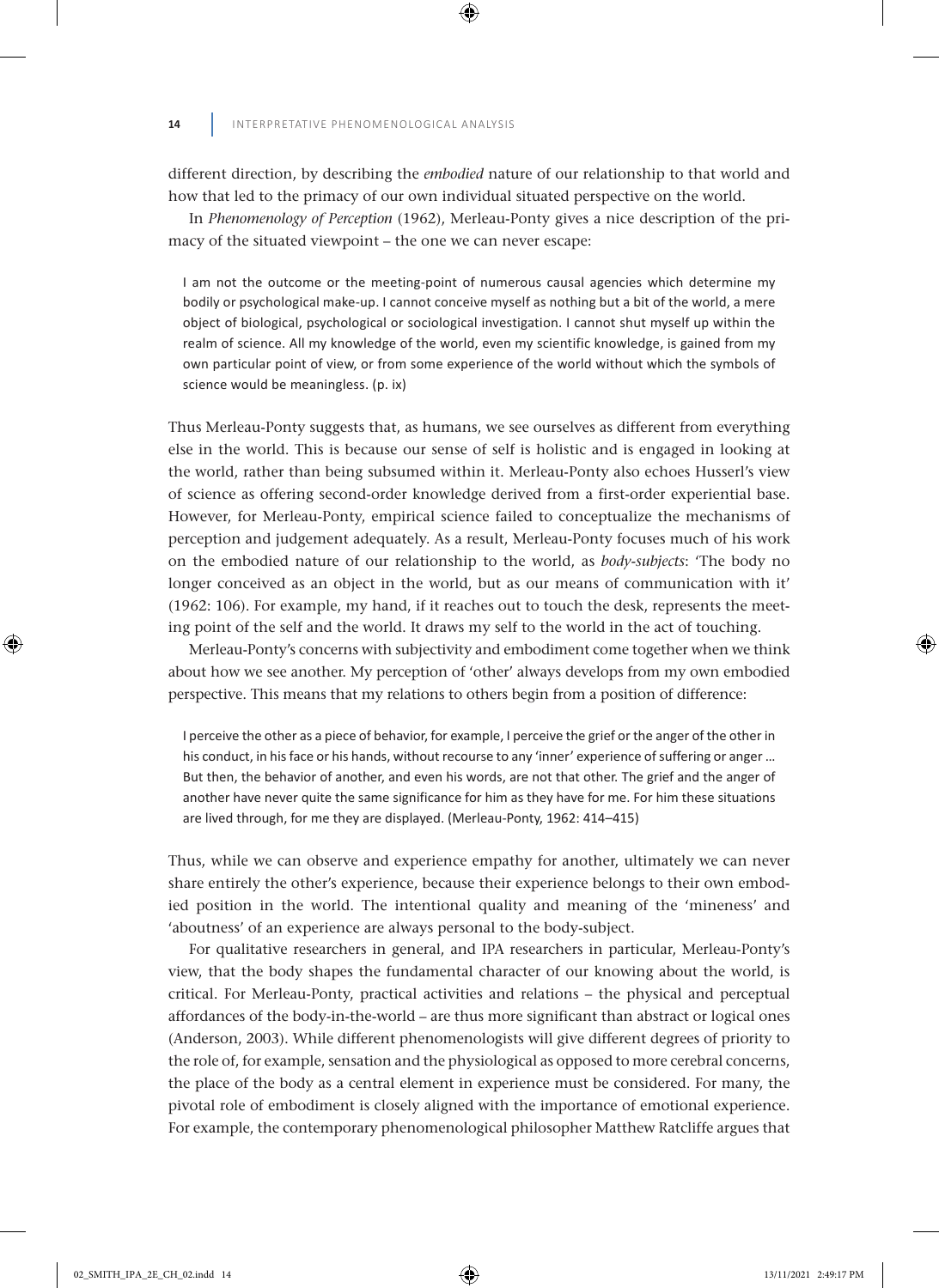different direction, by describing the *embodied* nature of our relationship to that world and how that led to the primacy of our own individual situated perspective on the world.

In *Phenomenology of Perception* (1962), Merleau-Ponty gives a nice description of the primacy of the situated viewpoint – the one we can never escape:

> I am not the outcome or the meeting-point of numerous causal agencies which determine my bodily or psychological make-up. I cannot conceive myself as nothing but a bit of the world, a mere object of biological, psychological or sociological investigation. I cannot shut myself up within the realm of science. All my knowledge of the world, even my scientific knowledge, is gained from my own particular point of view, or from some experience of the world without which the symbols of science would be meaningless. (p. ix)

Thus Merleau-Ponty suggests that, as humans, we see ourselves as different from everything else in the world. This is because our sense of self is holistic and is engaged in looking at the world, rather than being subsumed within it. Merleau-Ponty also echoes Husserl's view of science as offering second-order knowledge derived from a first-order experiential base. However, for Merleau-Ponty, empirical science failed to conceptualize the mechanisms of perception and judgement adequately. As a result, Merleau-Ponty focuses much of his work on the embodied nature of our relationship to the world, as *body-subjects*: 'The body no longer conceived as an object in the world, but as our means of communication with it' (1962: 106). For example, my hand, if it reaches out to touch the desk, represents the meeting point of the self and the world. It draws my self to the world in the act of touching.

Merleau-Ponty's concerns with subjectivity and embodiment come together when we think about how we see another. My perception of 'other' always develops from my own embodied perspective. This means that my relations to others begin from a position of difference:

> I perceive the other as a piece of behavior, for example, I perceive the grief or the anger of the other in his conduct, in his face or his hands, without recourse to any 'inner' experience of suffering or anger … But then, the behavior of another, and even his words, are not that other. The grief and the anger of another have never quite the same significance for him as they have for me. For him these situations are lived through, for me they are displayed. (Merleau-Ponty, 1962: 414–415)

Thus, while we can observe and experience empathy for another, ultimately we can never share entirely the other's experience, because their experience belongs to their own embodied position in the world. The intentional quality and meaning of the 'mineness' and 'aboutness' of an experience are always personal to the body-subject.

For qualitative researchers in general, and IPA researchers in particular, Merleau-Ponty's view, that the body shapes the fundamental character of our knowing about the world, is critical. For Merleau-Ponty, practical activities and relations – the physical and perceptual affordances of the body-in-the-world – are thus more significant than abstract or logical ones (Anderson, 2003). While different phenomenologists will give different degrees of priority to the role of, for example, sensation and the physiological as opposed to more cerebral concerns, the place of the body as a central element in experience must be considered. For many, the pivotal role of embodiment is closely aligned with the importance of emotional experience. For example, the contemporary phenomenological philosopher Matthew Ratcliffe argues that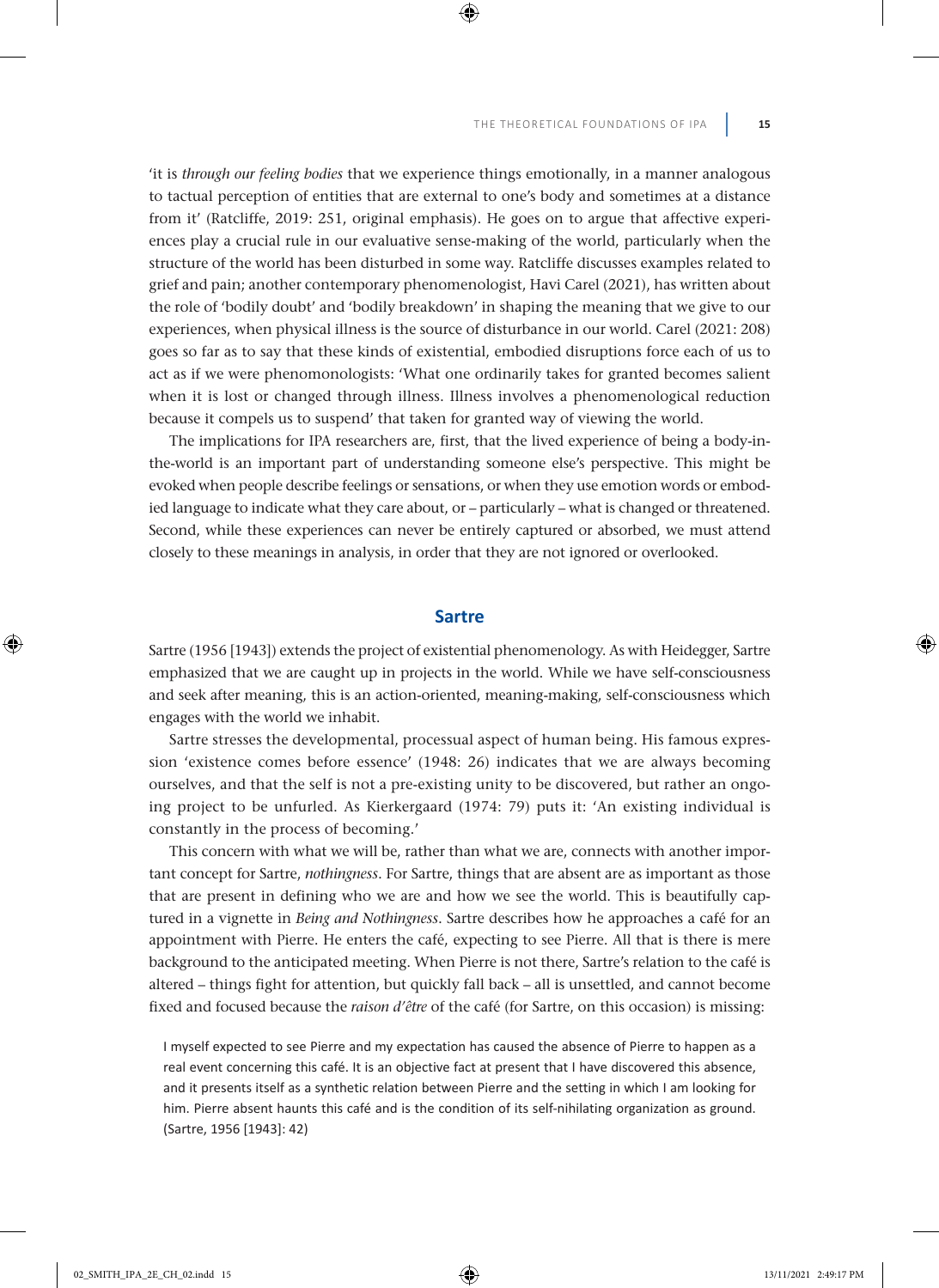'it is *through our feeling bodies* that we experience things emotionally, in a manner analogous to tactual perception of entities that are external to one's body and sometimes at a distance from it' (Ratcliffe, 2019: 251, original emphasis). He goes on to argue that affective experiences play a crucial rule in our evaluative sense-making of the world, particularly when the structure of the world has been disturbed in some way. Ratcliffe discusses examples related to grief and pain; another contemporary phenomenologist, Havi Carel (2021), has written about the role of 'bodily doubt' and 'bodily breakdown' in shaping the meaning that we give to our experiences, when physical illness is the source of disturbance in our world. Carel (2021: 208) goes so far as to say that these kinds of existential, embodied disruptions force each of us to act as if we were phenomonologists: 'What one ordinarily takes for granted becomes salient when it is lost or changed through illness. Illness involves a phenomenological reduction because it compels us to suspend' that taken for granted way of viewing the world.

The implications for IPA researchers are, first, that the lived experience of being a body-in-the-world is an important part of understanding someone else's perspective. This might be evoked when people describe feelings or sensations, or when they use emotion words or embodied language to indicate what they care about, or – particularly – what is changed or threatened. Second, while these experiences can never be entirely captured or absorbed, we must attend closely to these meanings in analysis, in order that they are not ignored or overlooked.

## Sartre

Sartre (1956 [1943]) extends the project of existential phenomenology. As with Heidegger, Sartre emphasized that we are caught up in projects in the world. While we have self-consciousness and seek after meaning, this is an action-oriented, meaning-making, self-consciousness which engages with the world we inhabit.

Sartre stresses the developmental, processual aspect of human being. His famous expression 'existence comes before essence' (1948: 26) indicates that we are always becoming ourselves, and that the self is not a pre-existing unity to be discovered, but rather an ongoing project to be unfurled. As Kierkergaard (1974: 79) puts it: 'An existing individual is constantly in the process of becoming.'

This concern with what we will be, rather than what we are, connects with another important concept for Sartre, *nothingness*. For Sartre, things that are absent are as important as those that are present in defining who we are and how we see the world. This is beautifully captured in a vignette in *Being and Nothingness*. Sartre describes how he approaches a café for an appointment with Pierre. He enters the café, expecting to see Pierre. All that is there is mere background to the anticipated meeting. When Pierre is not there, Sartre's relation to the café is altered – things fight for attention, but quickly fall back – all is unsettled, and cannot become fixed and focused because the *raison d'être* of the café (for Sartre, on this occasion) is missing:

> I myself expected to see Pierre and my expectation has caused the absence of Pierre to happen as a real event concerning this café. It is an objective fact at present that I have discovered this absence, and it presents itself as a synthetic relation between Pierre and the setting in which I am looking for him. Pierre absent haunts this café and is the condition of its self-nihilating organization as ground. (Sartre, 1956 [1943]: 42)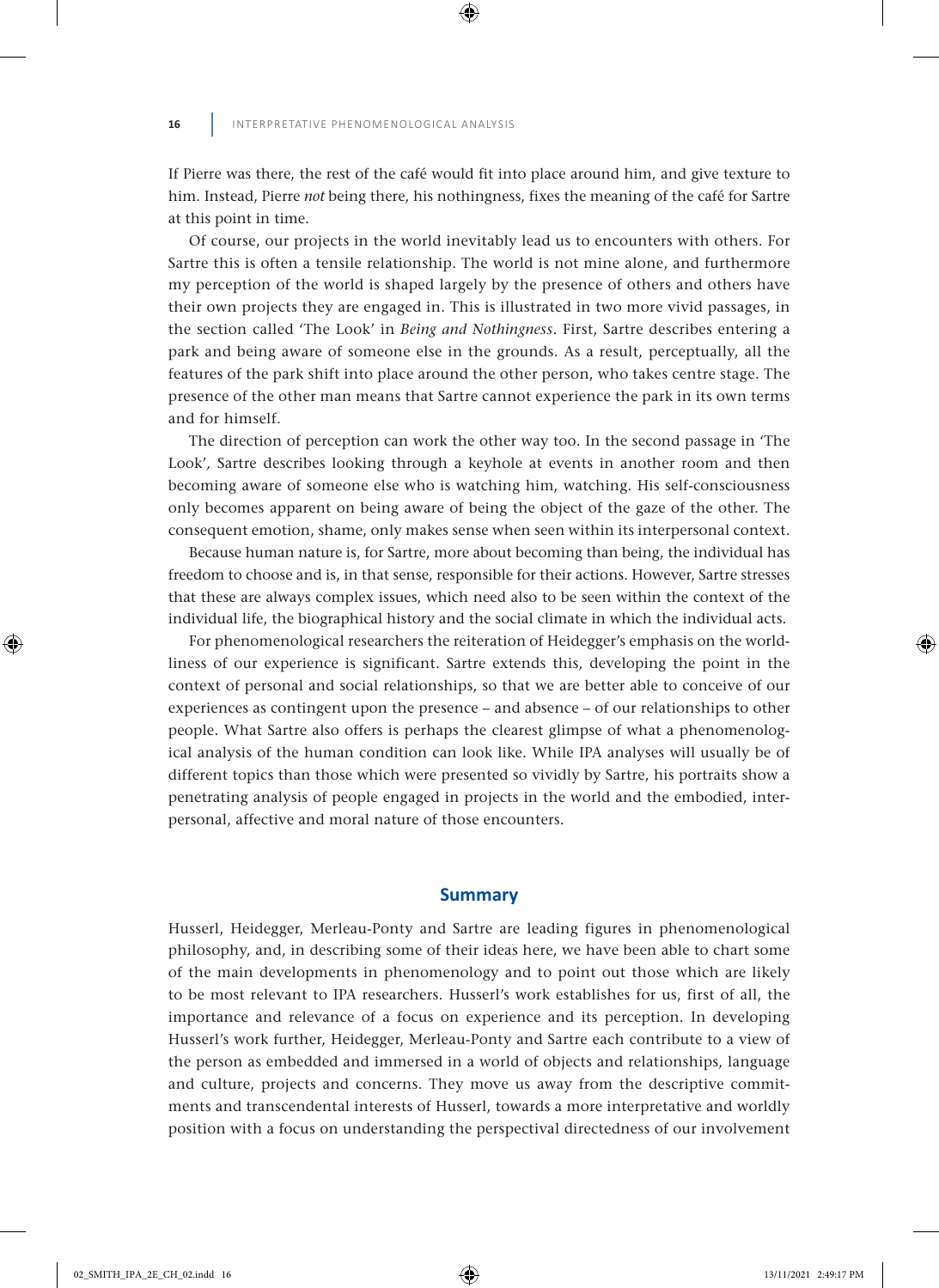If Pierre was there, the rest of the café would fit into place around him, and give texture to him. Instead, Pierre *not* being there, his nothingness, fixes the meaning of the café for Sartre at this point in time.

Of course, our projects in the world inevitably lead us to encounters with others. For Sartre this is often a tensile relationship. The world is not mine alone, and furthermore my perception of the world is shaped largely by the presence of others and others have their own projects they are engaged in. This is illustrated in two more vivid passages, in the section called 'The Look' in *Being and Nothingness*. First, Sartre describes entering a park and being aware of someone else in the grounds. As a result, perceptually, all the features of the park shift into place around the other person, who takes centre stage. The presence of the other man means that Sartre cannot experience the park in its own terms and for himself.

The direction of perception can work the other way too. In the second passage in 'The Look', Sartre describes looking through a keyhole at events in another room and then becoming aware of someone else who is watching him, watching. His self-consciousness only becomes apparent on being aware of being the object of the gaze of the other. The consequent emotion, shame, only makes sense when seen within its interpersonal context.

Because human nature is, for Sartre, more about becoming than being, the individual has freedom to choose and is, in that sense, responsible for their actions. However, Sartre stresses that these are always complex issues, which need also to be seen within the context of the individual life, the biographical history and the social climate in which the individual acts.

For phenomenological researchers the reiteration of Heidegger's emphasis on the worldliness of our experience is significant. Sartre extends this, developing the point in the context of personal and social relationships, so that we are better able to conceive of our experiences as contingent upon the presence – and absence – of our relationships to other people. What Sartre also offers is perhaps the clearest glimpse of what a phenomenological analysis of the human condition can look like. While IPA analyses will usually be of different topics than those which were presented so vividly by Sartre, his portraits show a penetrating analysis of people engaged in projects in the world and the embodied, interpersonal, affective and moral nature of those encounters.

## Summary

Husserl, Heidegger, Merleau-Ponty and Sartre are leading figures in phenomenological philosophy, and, in describing some of their ideas here, we have been able to chart some of the main developments in phenomenology and to point out those which are likely to be most relevant to IPA researchers. Husserl's work establishes for us, first of all, the importance and relevance of a focus on experience and its perception. In developing Husserl's work further, Heidegger, Merleau-Ponty and Sartre each contribute to a view of the person as embedded and immersed in a world of objects and relationships, language and culture, projects and concerns. They move us away from the descriptive commitments and transcendental interests of Husserl, towards a more interpretative and worldly position with a focus on understanding the perspectival directedness of our involvement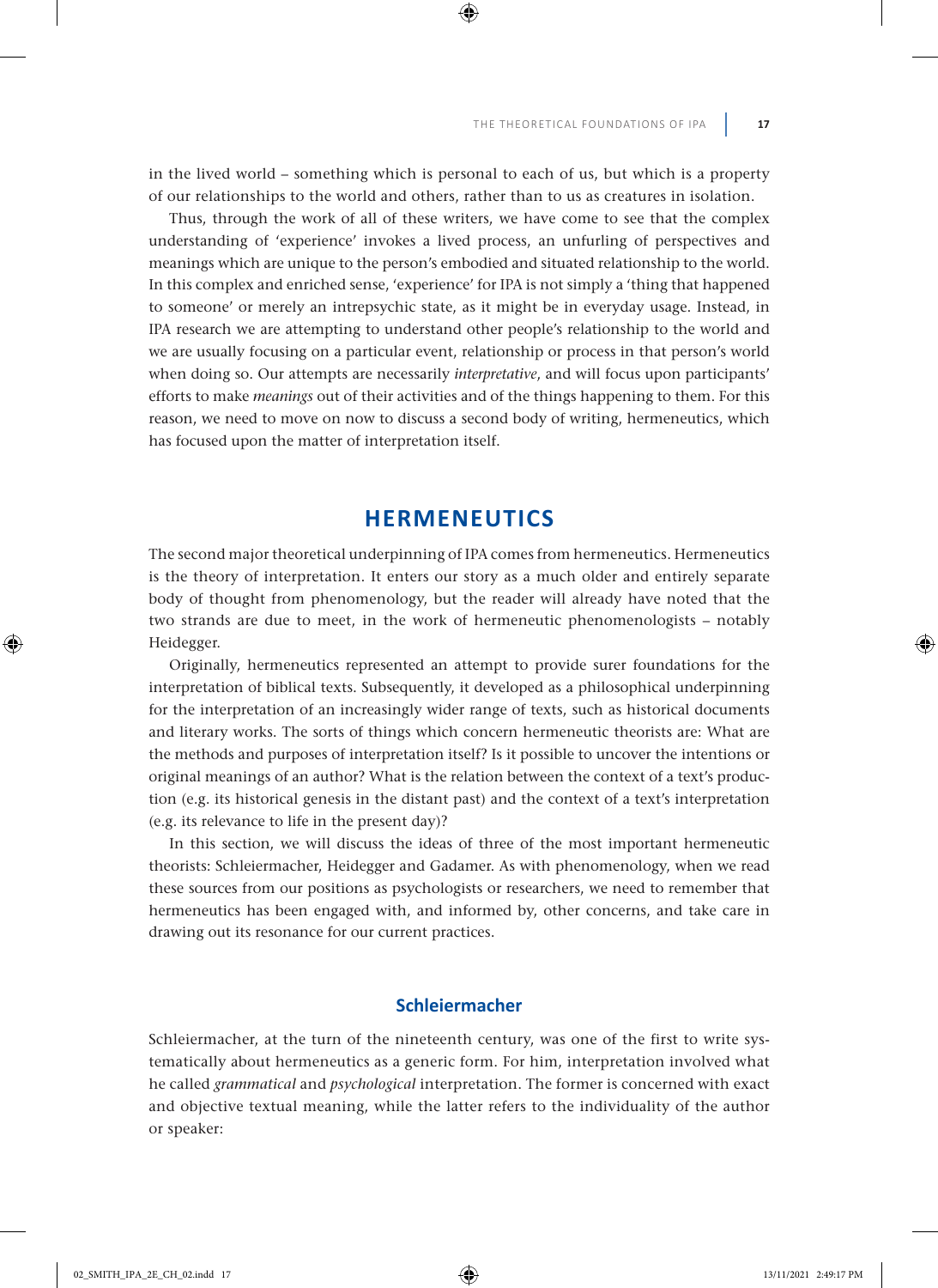in the lived world – something which is personal to each of us, but which is a property of our relationships to the world and others, rather than to us as creatures in isolation.

Thus, through the work of all of these writers, we have come to see that the complex understanding of 'experience' invokes a lived process, an unfurling of perspectives and meanings which are unique to the person's embodied and situated relationship to the world. In this complex and enriched sense, 'experience' for IPA is not simply a 'thing that happened to someone' or merely an intrepsychic state, as it might be in everyday usage. Instead, in IPA research we are attempting to understand other people's relationship to the world and we are usually focusing on a particular event, relationship or process in that person's world when doing so. Our attempts are necessarily *interpretative*, and will focus upon participants' efforts to make *meanings* out of their activities and of the things happening to them. For this reason, we need to move on now to discuss a second body of writing, hermeneutics, which has focused upon the matter of interpretation itself.

## HERMENEUTICS

The second major theoretical underpinning of IPA comes from hermeneutics. Hermeneutics is the theory of interpretation. It enters our story as a much older and entirely separate body of thought from phenomenology, but the reader will already have noted that the two strands are due to meet, in the work of hermeneutic phenomenologists – notably Heidegger.

Originally, hermeneutics represented an attempt to provide surer foundations for the interpretation of biblical texts. Subsequently, it developed as a philosophical underpinning for the interpretation of an increasingly wider range of texts, such as historical documents and literary works. The sorts of things which concern hermeneutic theorists are: What are the methods and purposes of interpretation itself? Is it possible to uncover the intentions or original meanings of an author? What is the relation between the context of a text's production (e.g. its historical genesis in the distant past) and the context of a text's interpretation (e.g. its relevance to life in the present day)?

In this section, we will discuss the ideas of three of the most important hermeneutic theorists: Schleiermacher, Heidegger and Gadamer. As with phenomenology, when we read these sources from our positions as psychologists or researchers, we need to remember that hermeneutics has been engaged with, and informed by, other concerns, and take care in drawing out its resonance for our current practices.

### Schleiermacher

Schleiermacher, at the turn of the nineteenth century, was one of the first to write systematically about hermeneutics as a generic form. For him, interpretation involved what he called *grammatical* and *psychological* interpretation. The former is concerned with exact and objective textual meaning, while the latter refers to the individuality of the author or speaker: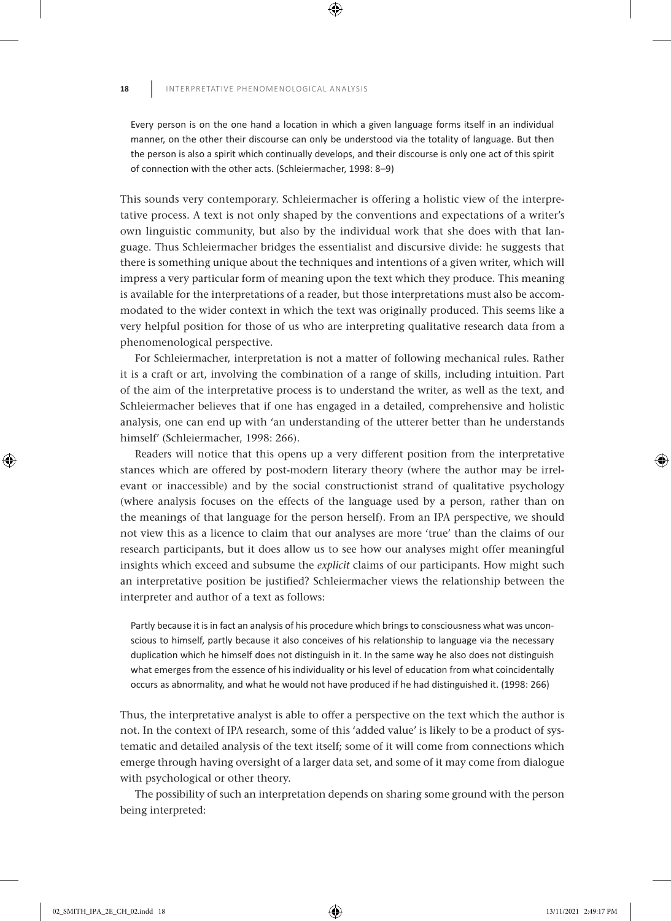> Every person is on the one hand a location in which a given language forms itself in an individual manner, on the other their discourse can only be understood via the totality of language. But then the person is also a spirit which continually develops, and their discourse is only one act of this spirit of connection with the other acts. (Schleiermacher, 1998: 8–9)

This sounds very contemporary. Schleiermacher is offering a holistic view of the interpretative process. A text is not only shaped by the conventions and expectations of a writer's own linguistic community, but also by the individual work that she does with that language. Thus Schleiermacher bridges the essentialist and discursive divide: he suggests that there is something unique about the techniques and intentions of a given writer, which will impress a very particular form of meaning upon the text which they produce. This meaning is available for the interpretations of a reader, but those interpretations must also be accommodated to the wider context in which the text was originally produced. This seems like a very helpful position for those of us who are interpreting qualitative research data from a phenomenological perspective.

For Schleiermacher, interpretation is not a matter of following mechanical rules. Rather it is a craft or art, involving the combination of a range of skills, including intuition. Part of the aim of the interpretative process is to understand the writer, as well as the text, and Schleiermacher believes that if one has engaged in a detailed, comprehensive and holistic analysis, one can end up with 'an understanding of the utterer better than he understands himself' (Schleiermacher, 1998: 266).

Readers will notice that this opens up a very different position from the interpretative stances which are offered by post-modern literary theory (where the author may be irrelevant or inaccessible) and by the social constructionist strand of qualitative psychology (where analysis focuses on the effects of the language used by a person, rather than on the meanings of that language for the person herself). From an IPA perspective, we should not view this as a licence to claim that our analyses are more 'true' than the claims of our research participants, but it does allow us to see how our analyses might offer meaningful insights which exceed and subsume the *explicit* claims of our participants. How might such an interpretative position be justified? Schleiermacher views the relationship between the interpreter and author of a text as follows:

> Partly because it is in fact an analysis of his procedure which brings to consciousness what was unconscious to himself, partly because it also conceives of his relationship to language via the necessary duplication which he himself does not distinguish in it. In the same way he also does not distinguish what emerges from the essence of his individuality or his level of education from what coincidentally occurs as abnormality, and what he would not have produced if he had distinguished it. (1998: 266)

Thus, the interpretative analyst is able to offer a perspective on the text which the author is not. In the context of IPA research, some of this 'added value' is likely to be a product of systematic and detailed analysis of the text itself; some of it will come from connections which emerge through having oversight of a larger data set, and some of it may come from dialogue with psychological or other theory.

The possibility of such an interpretation depends on sharing some ground with the person being interpreted: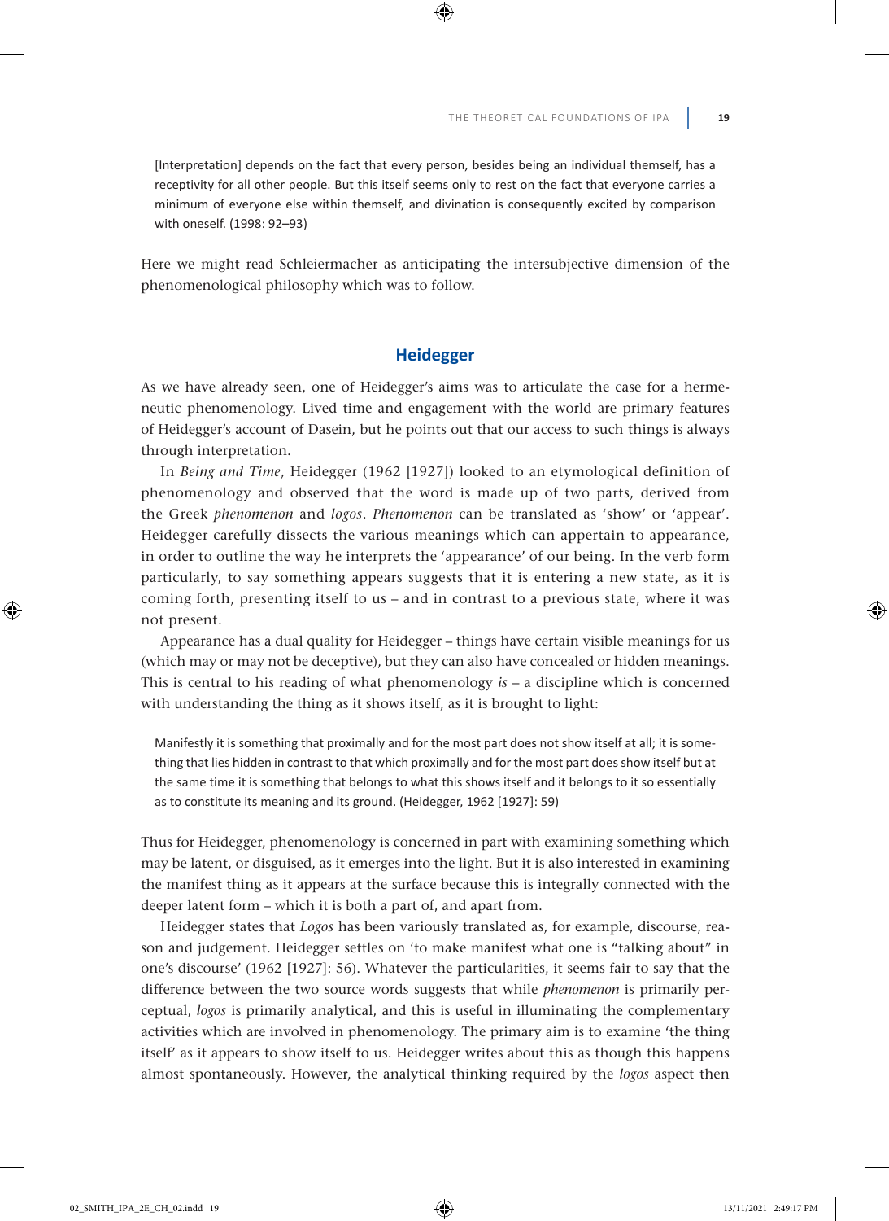> [Interpretation] depends on the fact that every person, besides being an individual themself, has a receptivity for all other people. But this itself seems only to rest on the fact that everyone carries a minimum of everyone else within themself, and divination is consequently excited by comparison with oneself. (1998: 92–93)

Here we might read Schleiermacher as anticipating the intersubjective dimension of the phenomenological philosophy which was to follow.

## Heidegger

As we have already seen, one of Heidegger's aims was to articulate the case for a hermeneutic phenomenology. Lived time and engagement with the world are primary features of Heidegger's account of Dasein, but he points out that our access to such things is always through interpretation.

In *Being and Time*, Heidegger (1962 [1927]) looked to an etymological definition of phenomenology and observed that the word is made up of two parts, derived from the Greek *phenomenon* and *logos*. *Phenomenon* can be translated as 'show' or 'appear'. Heidegger carefully dissects the various meanings which can appertain to appearance, in order to outline the way he interprets the 'appearance' of our being. In the verb form particularly, to say something appears suggests that it is entering a new state, as it is coming forth, presenting itself to us – and in contrast to a previous state, where it was not present.

Appearance has a dual quality for Heidegger – things have certain visible meanings for us (which may or may not be deceptive), but they can also have concealed or hidden meanings. This is central to his reading of what phenomenology *is* – a discipline which is concerned with understanding the thing as it shows itself, as it is brought to light:

> Manifestly it is something that proximally and for the most part does not show itself at all; it is something that lies hidden in contrast to that which proximally and for the most part does show itself but at the same time it is something that belongs to what this shows itself and it belongs to it so essentially as to constitute its meaning and its ground. (Heidegger, 1962 [1927]: 59)

Thus for Heidegger, phenomenology is concerned in part with examining something which may be latent, or disguised, as it emerges into the light. But it is also interested in examining the manifest thing as it appears at the surface because this is integrally connected with the deeper latent form – which it is both a part of, and apart from.

Heidegger states that *Logos* has been variously translated as, for example, discourse, reason and judgement. Heidegger settles on 'to make manifest what one is "talking about" in one's discourse' (1962 [1927]: 56). Whatever the particularities, it seems fair to say that the difference between the two source words suggests that while *phenomenon* is primarily perceptual, *logos* is primarily analytical, and this is useful in illuminating the complementary activities which are involved in phenomenology. The primary aim is to examine 'the thing itself' as it appears to show itself to us. Heidegger writes about this as though this happens almost spontaneously. However, the analytical thinking required by the *logos* aspect then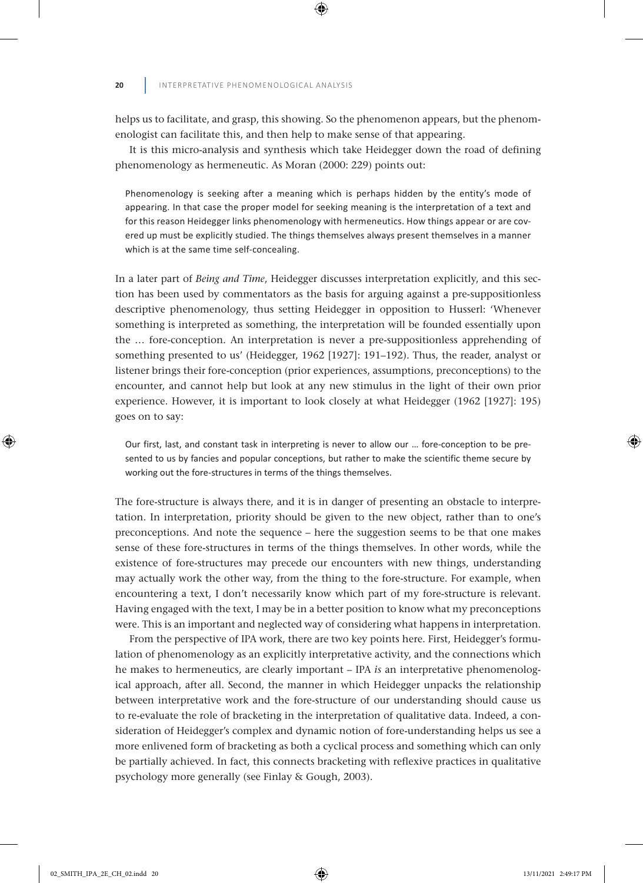helps us to facilitate, and grasp, this showing. So the phenomenon appears, but the phenomenologist can facilitate this, and then help to make sense of that appearing.

It is this micro-analysis and synthesis which take Heidegger down the road of defining phenomenology as hermeneutic. As Moran (2000: 229) points out:

> Phenomenology is seeking after a meaning which is perhaps hidden by the entity's mode of appearing. In that case the proper model for seeking meaning is the interpretation of a text and for this reason Heidegger links phenomenology with hermeneutics. How things appear or are covered up must be explicitly studied. The things themselves always present themselves in a manner which is at the same time self-concealing.

In a later part of *Being and Time*, Heidegger discusses interpretation explicitly, and this section has been used by commentators as the basis for arguing against a pre-suppositionless descriptive phenomenology, thus setting Heidegger in opposition to Husserl: 'Whenever something is interpreted as something, the interpretation will be founded essentially upon the … fore-conception. An interpretation is never a pre-suppositionless apprehending of something presented to us' (Heidegger, 1962 [1927]: 191–192). Thus, the reader, analyst or listener brings their fore-conception (prior experiences, assumptions, preconceptions) to the encounter, and cannot help but look at any new stimulus in the light of their own prior experience. However, it is important to look closely at what Heidegger (1962 [1927]: 195) goes on to say:

> Our first, last, and constant task in interpreting is never to allow our … fore-conception to be presented to us by fancies and popular conceptions, but rather to make the scientific theme secure by working out the fore-structures in terms of the things themselves.

The fore-structure is always there, and it is in danger of presenting an obstacle to interpretation. In interpretation, priority should be given to the new object, rather than to one's preconceptions. And note the sequence – here the suggestion seems to be that one makes sense of these fore-structures in terms of the things themselves. In other words, while the existence of fore-structures may precede our encounters with new things, understanding may actually work the other way, from the thing to the fore-structure. For example, when encountering a text, I don't necessarily know which part of my fore-structure is relevant. Having engaged with the text, I may be in a better position to know what my preconceptions were. This is an important and neglected way of considering what happens in interpretation.

From the perspective of IPA work, there are two key points here. First, Heidegger's formulation of phenomenology as an explicitly interpretative activity, and the connections which he makes to hermeneutics, are clearly important – IPA *is* an interpretative phenomenological approach, after all. Second, the manner in which Heidegger unpacks the relationship between interpretative work and the fore-structure of our understanding should cause us to re-evaluate the role of bracketing in the interpretation of qualitative data. Indeed, a consideration of Heidegger's complex and dynamic notion of fore-understanding helps us see a more enlivened form of bracketing as both a cyclical process and something which can only be partially achieved. In fact, this connects bracketing with reflexive practices in qualitative psychology more generally (see Finlay & Gough, 2003).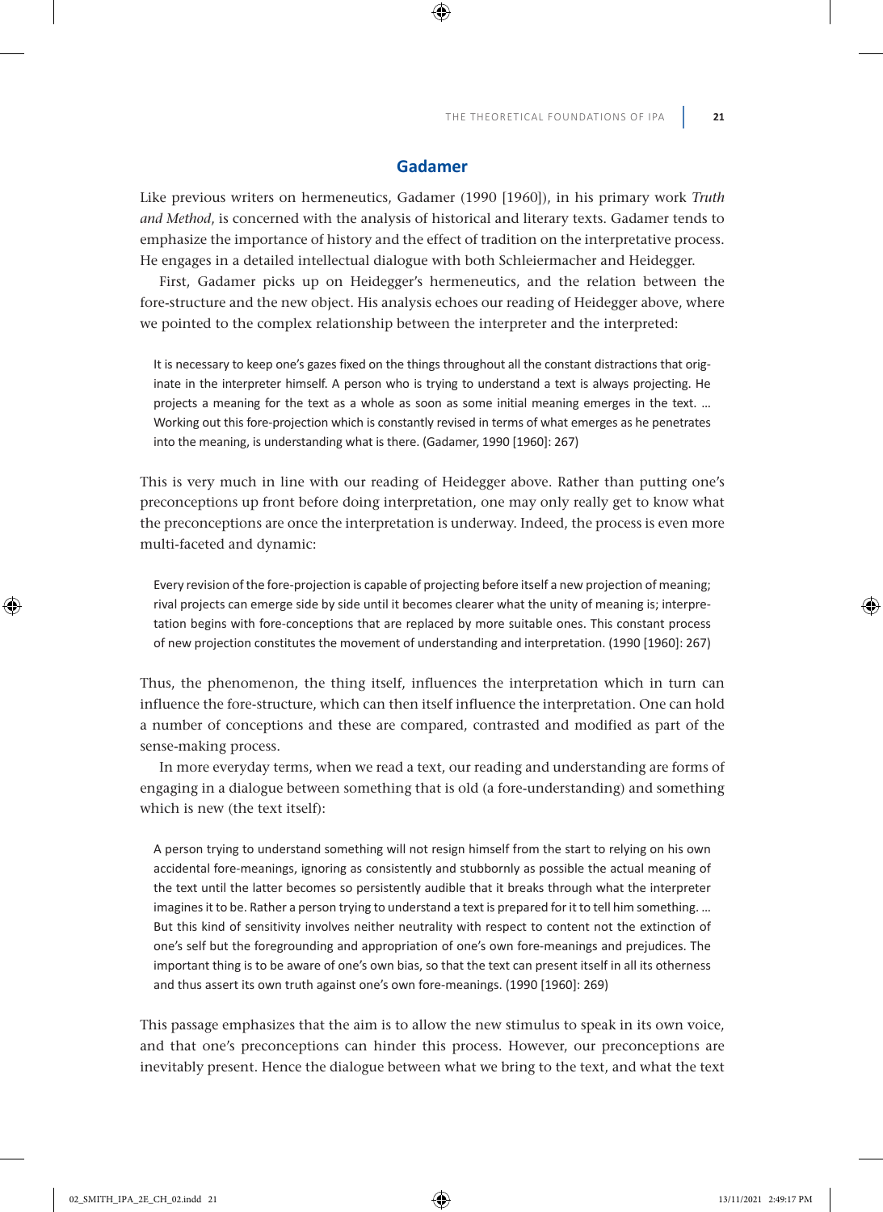## Gadamer

Like previous writers on hermeneutics, Gadamer (1990 [1960]), in his primary work *Truth and Method*, is concerned with the analysis of historical and literary texts. Gadamer tends to emphasize the importance of history and the effect of tradition on the interpretative process. He engages in a detailed intellectual dialogue with both Schleiermacher and Heidegger.

First, Gadamer picks up on Heidegger's hermeneutics, and the relation between the fore-structure and the new object. His analysis echoes our reading of Heidegger above, where we pointed to the complex relationship between the interpreter and the interpreted:

> It is necessary to keep one's gazes fixed on the things throughout all the constant distractions that originate in the interpreter himself. A person who is trying to understand a text is always projecting. He projects a meaning for the text as a whole as soon as some initial meaning emerges in the text. … Working out this fore-projection which is constantly revised in terms of what emerges as he penetrates into the meaning, is understanding what is there. (Gadamer, 1990 [1960]: 267)

This is very much in line with our reading of Heidegger above. Rather than putting one's preconceptions up front before doing interpretation, one may only really get to know what the preconceptions are once the interpretation is underway. Indeed, the process is even more multi-faceted and dynamic:

> Every revision of the fore-projection is capable of projecting before itself a new projection of meaning; rival projects can emerge side by side until it becomes clearer what the unity of meaning is; interpretation begins with fore-conceptions that are replaced by more suitable ones. This constant process of new projection constitutes the movement of understanding and interpretation. (1990 [1960]: 267)

Thus, the phenomenon, the thing itself, influences the interpretation which in turn can influence the fore-structure, which can then itself influence the interpretation. One can hold a number of conceptions and these are compared, contrasted and modified as part of the sense-making process.

In more everyday terms, when we read a text, our reading and understanding are forms of engaging in a dialogue between something that is old (a fore-understanding) and something which is new (the text itself):

> A person trying to understand something will not resign himself from the start to relying on his own accidental fore-meanings, ignoring as consistently and stubbornly as possible the actual meaning of the text until the latter becomes so persistently audible that it breaks through what the interpreter imagines it to be. Rather a person trying to understand a text is prepared for it to tell him something. … But this kind of sensitivity involves neither neutrality with respect to content not the extinction of one's self but the foregrounding and appropriation of one's own fore-meanings and prejudices. The important thing is to be aware of one's own bias, so that the text can present itself in all its otherness and thus assert its own truth against one's own fore-meanings. (1990 [1960]: 269)

This passage emphasizes that the aim is to allow the new stimulus to speak in its own voice, and that one's preconceptions can hinder this process. However, our preconceptions are inevitably present. Hence the dialogue between what we bring to the text, and what the text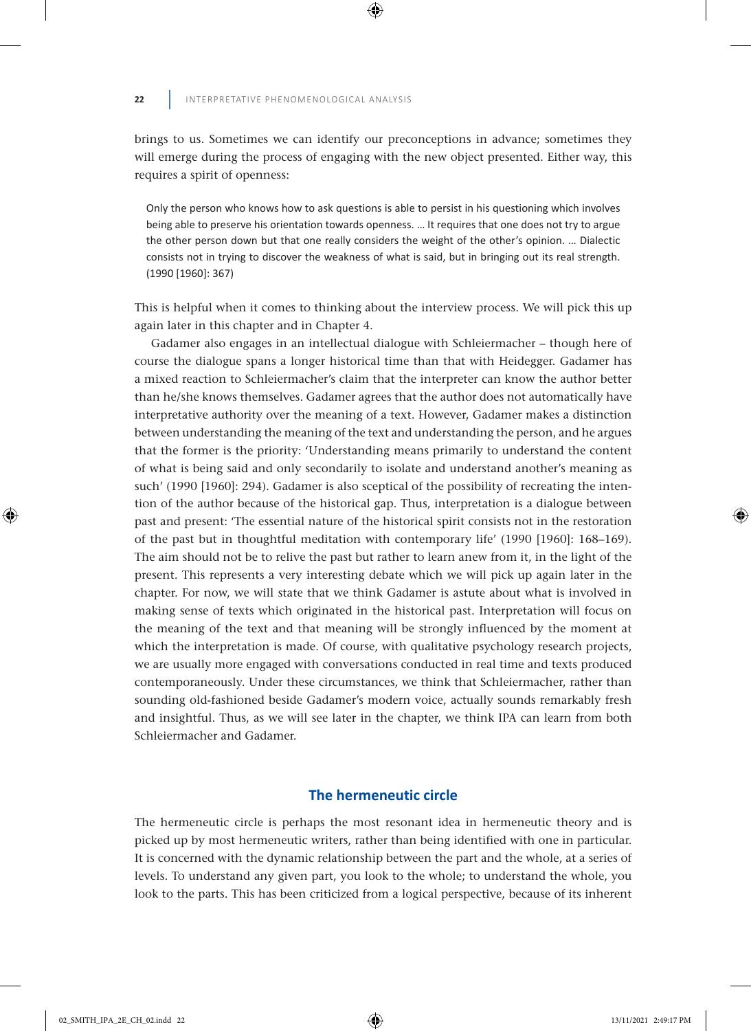brings to us. Sometimes we can identify our preconceptions in advance; sometimes they will emerge during the process of engaging with the new object presented. Either way, this requires a spirit of openness:

> Only the person who knows how to ask questions is able to persist in his questioning which involves being able to preserve his orientation towards openness. … It requires that one does not try to argue the other person down but that one really considers the weight of the other's opinion. … Dialectic consists not in trying to discover the weakness of what is said, but in bringing out its real strength. (1990 [1960]: 367)

This is helpful when it comes to thinking about the interview process. We will pick this up again later in this chapter and in Chapter 4.

Gadamer also engages in an intellectual dialogue with Schleiermacher – though here of course the dialogue spans a longer historical time than that with Heidegger. Gadamer has a mixed reaction to Schleiermacher's claim that the interpreter can know the author better than he/she knows themselves. Gadamer agrees that the author does not automatically have interpretative authority over the meaning of a text. However, Gadamer makes a distinction between understanding the meaning of the text and understanding the person, and he argues that the former is the priority: 'Understanding means primarily to understand the content of what is being said and only secondarily to isolate and understand another's meaning as such' (1990 [1960]: 294). Gadamer is also sceptical of the possibility of recreating the intention of the author because of the historical gap. Thus, interpretation is a dialogue between past and present: 'The essential nature of the historical spirit consists not in the restoration of the past but in thoughtful meditation with contemporary life' (1990 [1960]: 168–169). The aim should not be to relive the past but rather to learn anew from it, in the light of the present. This represents a very interesting debate which we will pick up again later in the chapter. For now, we will state that we think Gadamer is astute about what is involved in making sense of texts which originated in the historical past. Interpretation will focus on the meaning of the text and that meaning will be strongly influenced by the moment at which the interpretation is made. Of course, with qualitative psychology research projects, we are usually more engaged with conversations conducted in real time and texts produced contemporaneously. Under these circumstances, we think that Schleiermacher, rather than sounding old-fashioned beside Gadamer's modern voice, actually sounds remarkably fresh and insightful. Thus, as we will see later in the chapter, we think IPA can learn from both Schleiermacher and Gadamer.

## The hermeneutic circle

The hermeneutic circle is perhaps the most resonant idea in hermeneutic theory and is picked up by most hermeneutic writers, rather than being identified with one in particular. It is concerned with the dynamic relationship between the part and the whole, at a series of levels. To understand any given part, you look to the whole; to understand the whole, you look to the parts. This has been criticized from a logical perspective, because of its inherent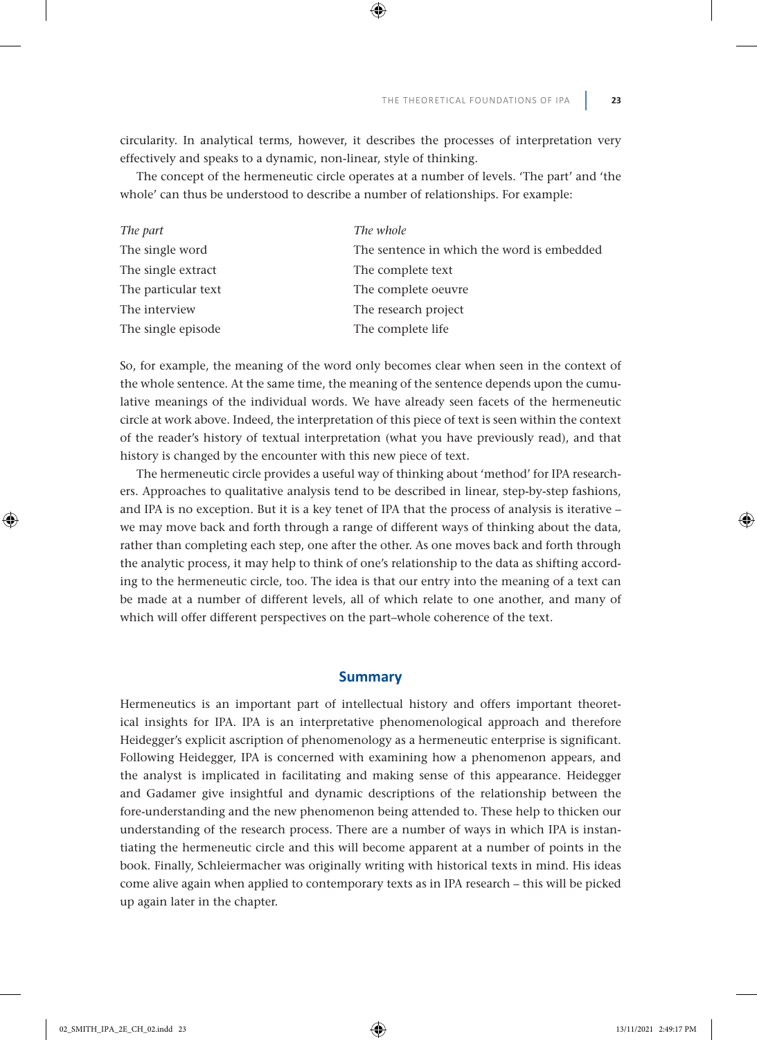circularity. In analytical terms, however, it describes the processes of interpretation very effectively and speaks to a dynamic, non-linear, style of thinking.

The concept of the hermeneutic circle operates at a number of levels. 'The part' and 'the whole' can thus be understood to describe a number of relationships. For example:

| *The part* | *The whole* |
|---|---|
| The single word | The sentence in which the word is embedded |
| The single extract | The complete text |
| The particular text | The complete oeuvre |
| The interview | The research project |
| The single episode | The complete life |

So, for example, the meaning of the word only becomes clear when seen in the context of the whole sentence. At the same time, the meaning of the sentence depends upon the cumulative meanings of the individual words. We have already seen facets of the hermeneutic circle at work above. Indeed, the interpretation of this piece of text is seen within the context of the reader's history of textual interpretation (what you have previously read), and that history is changed by the encounter with this new piece of text.

The hermeneutic circle provides a useful way of thinking about 'method' for IPA researchers. Approaches to qualitative analysis tend to be described in linear, step-by-step fashions, and IPA is no exception. But it is a key tenet of IPA that the process of analysis is iterative – we may move back and forth through a range of different ways of thinking about the data, rather than completing each step, one after the other. As one moves back and forth through the analytic process, it may help to think of one's relationship to the data as shifting according to the hermeneutic circle, too. The idea is that our entry into the meaning of a text can be made at a number of different levels, all of which relate to one another, and many of which will offer different perspectives on the part–whole coherence of the text.

## Summary

Hermeneutics is an important part of intellectual history and offers important theoretical insights for IPA. IPA is an interpretative phenomenological approach and therefore Heidegger's explicit ascription of phenomenology as a hermeneutic enterprise is significant. Following Heidegger, IPA is concerned with examining how a phenomenon appears, and the analyst is implicated in facilitating and making sense of this appearance. Heidegger and Gadamer give insightful and dynamic descriptions of the relationship between the fore-understanding and the new phenomenon being attended to. These help to thicken our understanding of the research process. There are a number of ways in which IPA is instantiating the hermeneutic circle and this will become apparent at a number of points in the book. Finally, Schleiermacher was originally writing with historical texts in mind. His ideas come alive again when applied to contemporary texts as in IPA research – this will be picked up again later in the chapter.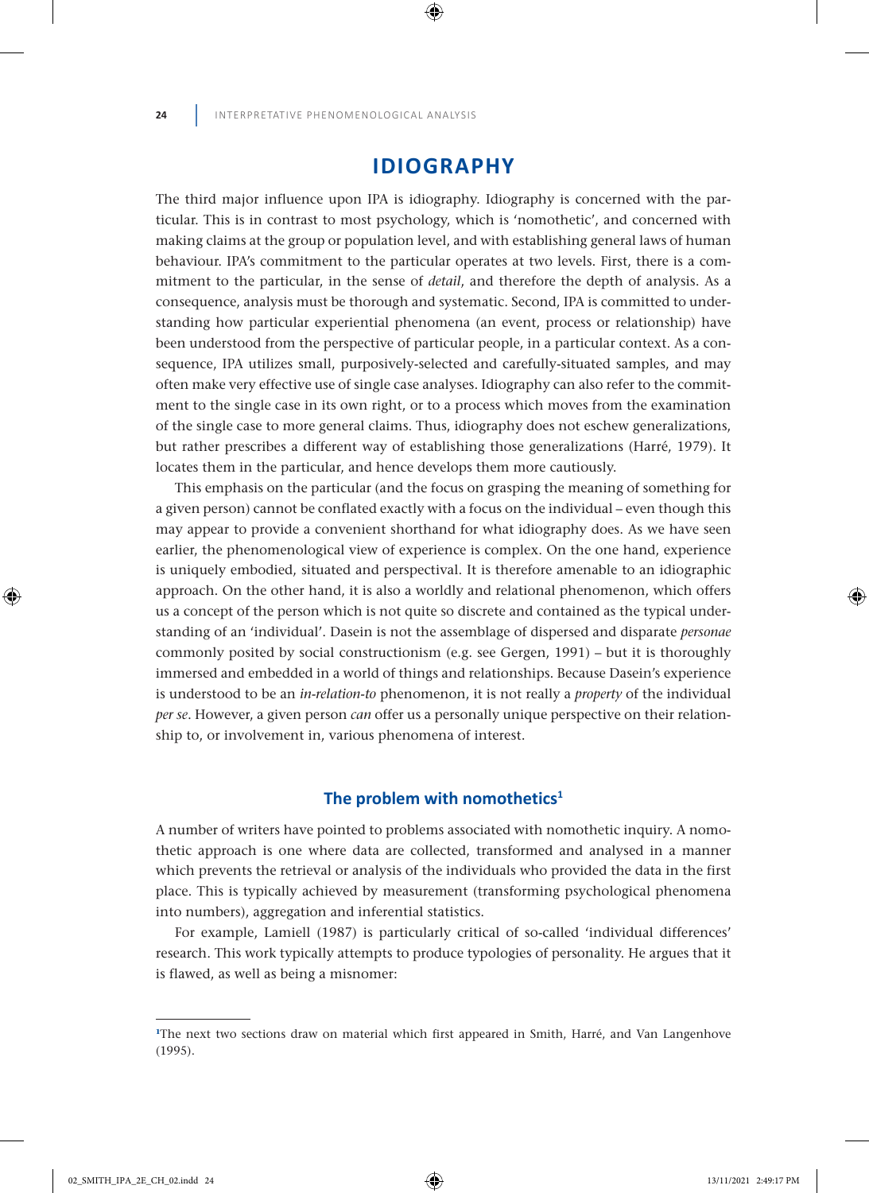## IDIOGRAPHY

The third major influence upon IPA is idiography. Idiography is concerned with the particular. This is in contrast to most psychology, which is 'nomothetic', and concerned with making claims at the group or population level, and with establishing general laws of human behaviour. IPA's commitment to the particular operates at two levels. First, there is a commitment to the particular, in the sense of *detail*, and therefore the depth of analysis. As a consequence, analysis must be thorough and systematic. Second, IPA is committed to understanding how particular experiential phenomena (an event, process or relationship) have been understood from the perspective of particular people, in a particular context. As a consequence, IPA utilizes small, purposively-selected and carefully-situated samples, and may often make very effective use of single case analyses. Idiography can also refer to the commitment to the single case in its own right, or to a process which moves from the examination of the single case to more general claims. Thus, idiography does not eschew generalizations, but rather prescribes a different way of establishing those generalizations (Harré, 1979). It locates them in the particular, and hence develops them more cautiously.

This emphasis on the particular (and the focus on grasping the meaning of something for a given person) cannot be conflated exactly with a focus on the individual – even though this may appear to provide a convenient shorthand for what idiography does. As we have seen earlier, the phenomenological view of experience is complex. On the one hand, experience is uniquely embodied, situated and perspectival. It is therefore amenable to an idiographic approach. On the other hand, it is also a worldly and relational phenomenon, which offers us a concept of the person which is not quite so discrete and contained as the typical understanding of an 'individual'. Dasein is not the assemblage of dispersed and disparate *personae* commonly posited by social constructionism (e.g. see Gergen, 1991) – but it is thoroughly immersed and embedded in a world of things and relationships. Because Dasein's experience is understood to be an *in-relation-to* phenomenon, it is not really a *property* of the individual *per se*. However, a given person *can* offer us a personally unique perspective on their relationship to, or involvement in, various phenomena of interest.

### The problem with nomothetics[1]

A number of writers have pointed to problems associated with nomothetic inquiry. A nomothetic approach is one where data are collected, transformed and analysed in a manner which prevents the retrieval or analysis of the individuals who provided the data in the first place. This is typically achieved by measurement (transforming psychological phenomena into numbers), aggregation and inferential statistics.

For example, Lamiell (1987) is particularly critical of so-called 'individual differences' research. This work typically attempts to produce typologies of personality. He argues that it is flawed, as well as being a misnomer:

[1]The next two sections draw on material which first appeared in Smith, Harré, and Van Langenhove (1995).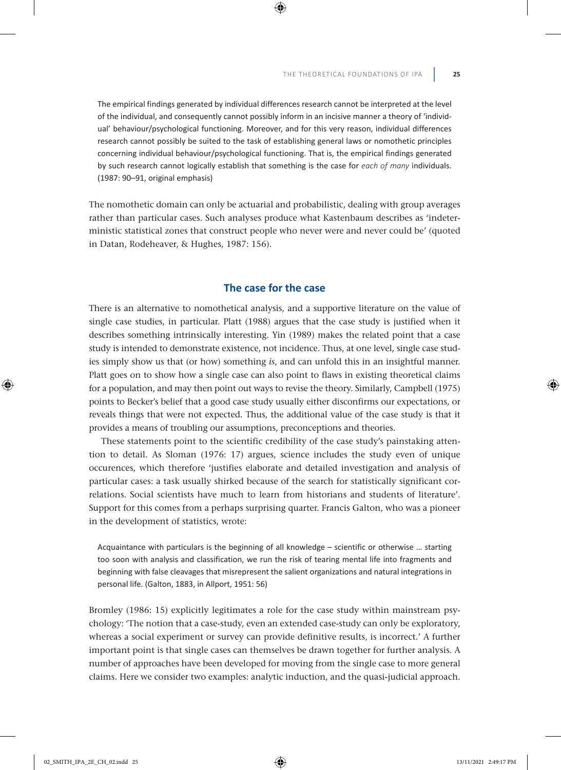> The empirical findings generated by individual differences research cannot be interpreted at the level of the individual, and consequently cannot possibly inform in an incisive manner a theory of 'individual' behaviour/psychological functioning. Moreover, and for this very reason, individual differences research cannot possibly be suited to the task of establishing general laws or nomothetic principles concerning individual behaviour/psychological functioning. That is, the empirical findings generated by such research cannot logically establish that something is the case for *each of many* individuals. (1987: 90–91, original emphasis)

The nomothetic domain can only be actuarial and probabilistic, dealing with group averages rather than particular cases. Such analyses produce what Kastenbaum describes as 'indeterministic statistical zones that construct people who never were and never could be' (quoted in Datan, Rodeheaver, & Hughes, 1987: 156).

## The case for the case

There is an alternative to nomothetical analysis, and a supportive literature on the value of single case studies, in particular. Platt (1988) argues that the case study is justified when it describes something intrinsically interesting. Yin (1989) makes the related point that a case study is intended to demonstrate existence, not incidence. Thus, at one level, single case studies simply show us that (or how) something *is*, and can unfold this in an insightful manner. Platt goes on to show how a single case can also point to flaws in existing theoretical claims for a population, and may then point out ways to revise the theory. Similarly, Campbell (1975) points to Becker's belief that a good case study usually either disconfirms our expectations, or reveals things that were not expected. Thus, the additional value of the case study is that it provides a means of troubling our assumptions, preconceptions and theories.

These statements point to the scientific credibility of the case study's painstaking attention to detail. As Sloman (1976: 17) argues, science includes the study even of unique occurences, which therefore 'justifies elaborate and detailed investigation and analysis of particular cases: a task usually shirked because of the search for statistically significant correlations. Social scientists have much to learn from historians and students of literature'. Support for this comes from a perhaps surprising quarter. Francis Galton, who was a pioneer in the development of statistics, wrote:

> Acquaintance with particulars is the beginning of all knowledge – scientific or otherwise … starting too soon with analysis and classification, we run the risk of tearing mental life into fragments and beginning with false cleavages that misrepresent the salient organizations and natural integrations in personal life. (Galton, 1883, in Allport, 1951: 56)

Bromley (1986: 15) explicitly legitimates a role for the case study within mainstream psychology: 'The notion that a case-study, even an extended case-study can only be exploratory, whereas a social experiment or survey can provide definitive results, is incorrect.' A further important point is that single cases can themselves be drawn together for further analysis. A number of approaches have been developed for moving from the single case to more general claims. Here we consider two examples: analytic induction, and the quasi-judicial approach.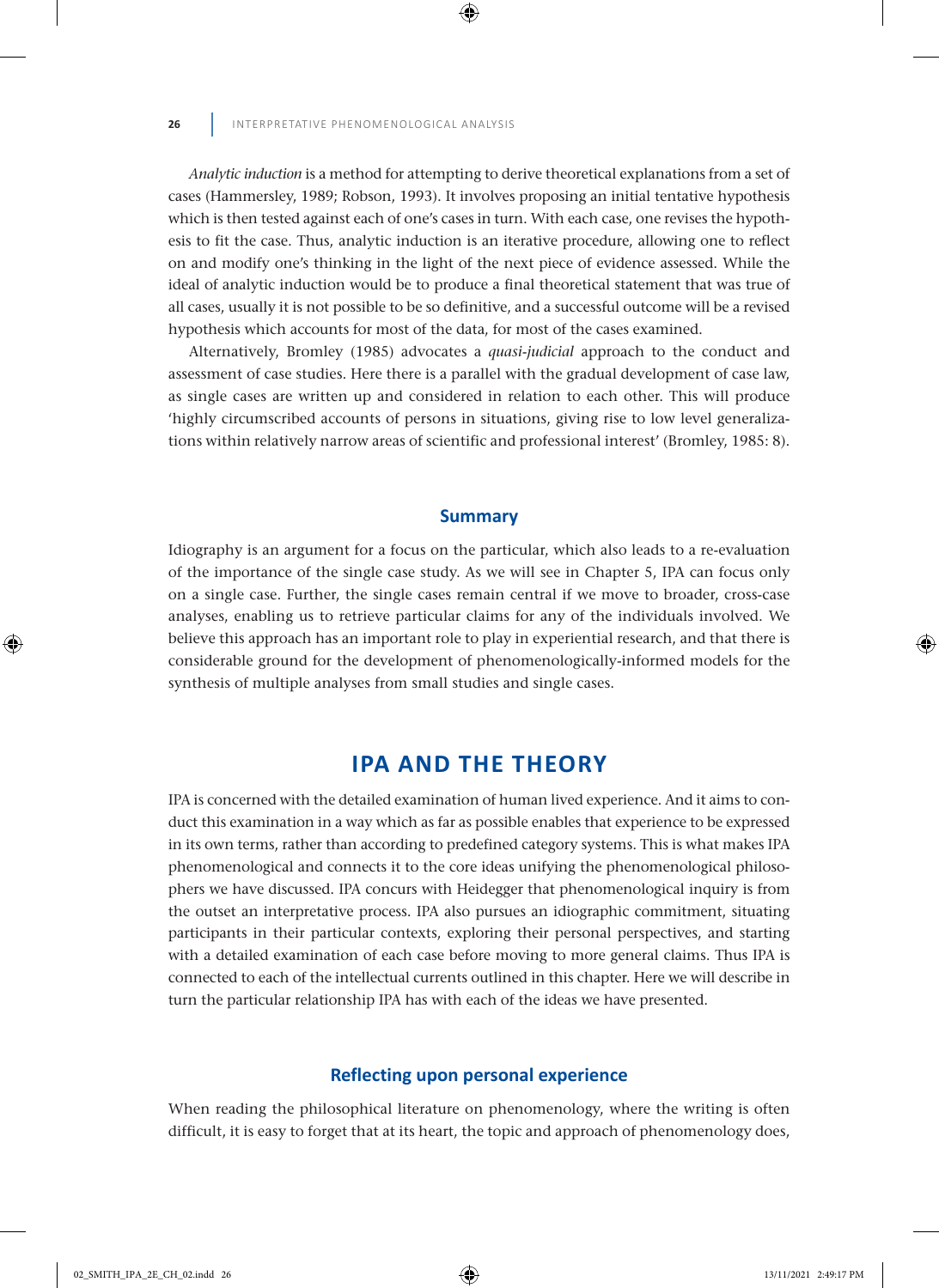*Analytic induction* is a method for attempting to derive theoretical explanations from a set of cases (Hammersley, 1989; Robson, 1993). It involves proposing an initial tentative hypothesis which is then tested against each of one's cases in turn. With each case, one revises the hypothesis to fit the case. Thus, analytic induction is an iterative procedure, allowing one to reflect on and modify one's thinking in the light of the next piece of evidence assessed. While the ideal of analytic induction would be to produce a final theoretical statement that was true of all cases, usually it is not possible to be so definitive, and a successful outcome will be a revised hypothesis which accounts for most of the data, for most of the cases examined.

Alternatively, Bromley (1985) advocates a *quasi-judicial* approach to the conduct and assessment of case studies. Here there is a parallel with the gradual development of case law, as single cases are written up and considered in relation to each other. This will produce 'highly circumscribed accounts of persons in situations, giving rise to low level generalizations within relatively narrow areas of scientific and professional interest' (Bromley, 1985: 8).

### Summary

Idiography is an argument for a focus on the particular, which also leads to a re-evaluation of the importance of the single case study. As we will see in Chapter 5, IPA can focus only on a single case. Further, the single cases remain central if we move to broader, cross-case analyses, enabling us to retrieve particular claims for any of the individuals involved. We believe this approach has an important role to play in experiential research, and that there is considerable ground for the development of phenomenologically-informed models for the synthesis of multiple analyses from small studies and single cases.

## IPA AND THE THEORY

IPA is concerned with the detailed examination of human lived experience. And it aims to conduct this examination in a way which as far as possible enables that experience to be expressed in its own terms, rather than according to predefined category systems. This is what makes IPA phenomenological and connects it to the core ideas unifying the phenomenological philosophers we have discussed. IPA concurs with Heidegger that phenomenological inquiry is from the outset an interpretative process. IPA also pursues an idiographic commitment, situating participants in their particular contexts, exploring their personal perspectives, and starting with a detailed examination of each case before moving to more general claims. Thus IPA is connected to each of the intellectual currents outlined in this chapter. Here we will describe in turn the particular relationship IPA has with each of the ideas we have presented.

### Reflecting upon personal experience

When reading the philosophical literature on phenomenology, where the writing is often difficult, it is easy to forget that at its heart, the topic and approach of phenomenology does,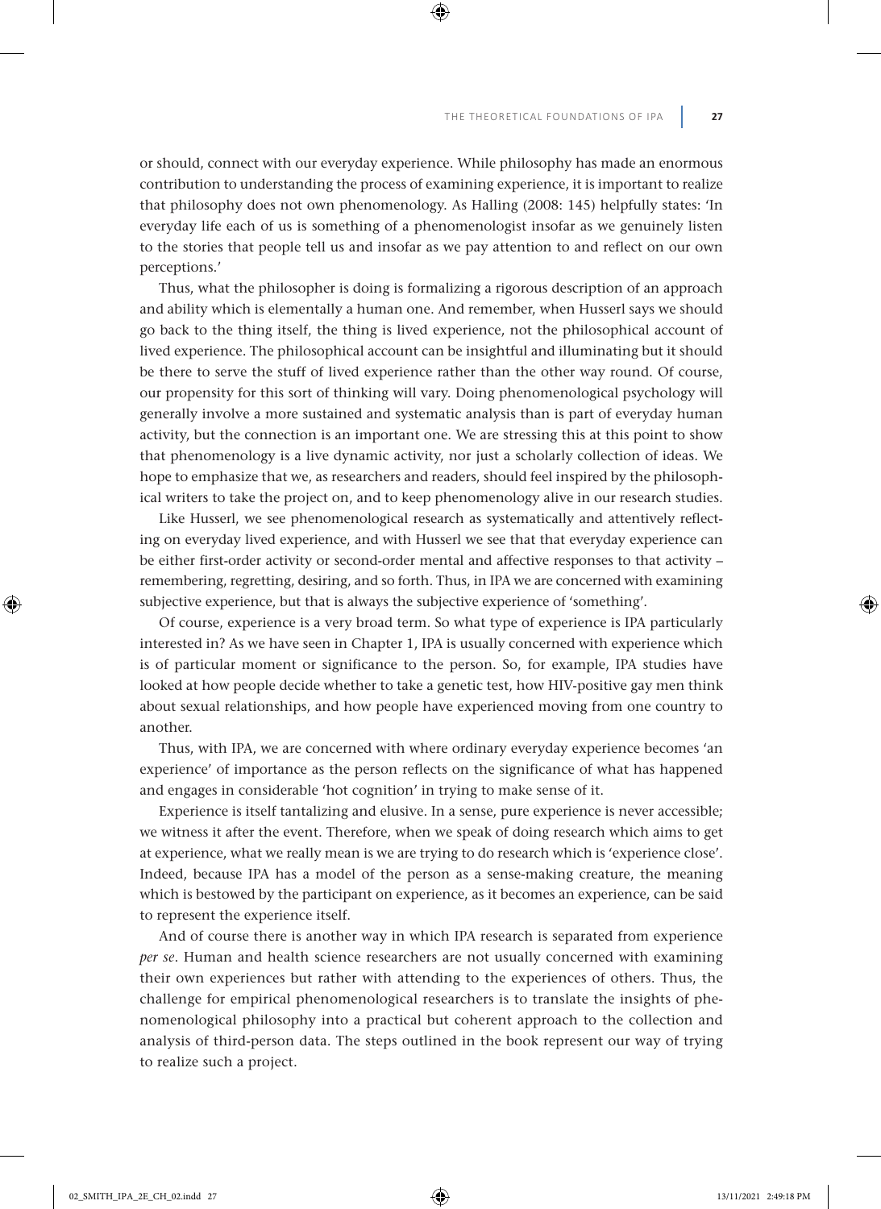or should, connect with our everyday experience. While philosophy has made an enormous contribution to understanding the process of examining experience, it is important to realize that philosophy does not own phenomenology. As Halling (2008: 145) helpfully states: 'In everyday life each of us is something of a phenomenologist insofar as we genuinely listen to the stories that people tell us and insofar as we pay attention to and reflect on our own perceptions.'

Thus, what the philosopher is doing is formalizing a rigorous description of an approach and ability which is elementally a human one. And remember, when Husserl says we should go back to the thing itself, the thing is lived experience, not the philosophical account of lived experience. The philosophical account can be insightful and illuminating but it should be there to serve the stuff of lived experience rather than the other way round. Of course, our propensity for this sort of thinking will vary. Doing phenomenological psychology will generally involve a more sustained and systematic analysis than is part of everyday human activity, but the connection is an important one. We are stressing this at this point to show that phenomenology is a live dynamic activity, nor just a scholarly collection of ideas. We hope to emphasize that we, as researchers and readers, should feel inspired by the philosophical writers to take the project on, and to keep phenomenology alive in our research studies.

Like Husserl, we see phenomenological research as systematically and attentively reflecting on everyday lived experience, and with Husserl we see that that everyday experience can be either first-order activity or second-order mental and affective responses to that activity – remembering, regretting, desiring, and so forth. Thus, in IPA we are concerned with examining subjective experience, but that is always the subjective experience of 'something'.

Of course, experience is a very broad term. So what type of experience is IPA particularly interested in? As we have seen in Chapter 1, IPA is usually concerned with experience which is of particular moment or significance to the person. So, for example, IPA studies have looked at how people decide whether to take a genetic test, how HIV-positive gay men think about sexual relationships, and how people have experienced moving from one country to another.

Thus, with IPA, we are concerned with where ordinary everyday experience becomes 'an experience' of importance as the person reflects on the significance of what has happened and engages in considerable 'hot cognition' in trying to make sense of it.

Experience is itself tantalizing and elusive. In a sense, pure experience is never accessible; we witness it after the event. Therefore, when we speak of doing research which aims to get at experience, what we really mean is we are trying to do research which is 'experience close'. Indeed, because IPA has a model of the person as a sense-making creature, the meaning which is bestowed by the participant on experience, as it becomes an experience, can be said to represent the experience itself.

And of course there is another way in which IPA research is separated from experience *per se*. Human and health science researchers are not usually concerned with examining their own experiences but rather with attending to the experiences of others. Thus, the challenge for empirical phenomenological researchers is to translate the insights of phenomenological philosophy into a practical but coherent approach to the collection and analysis of third-person data. The steps outlined in the book represent our way of trying to realize such a project.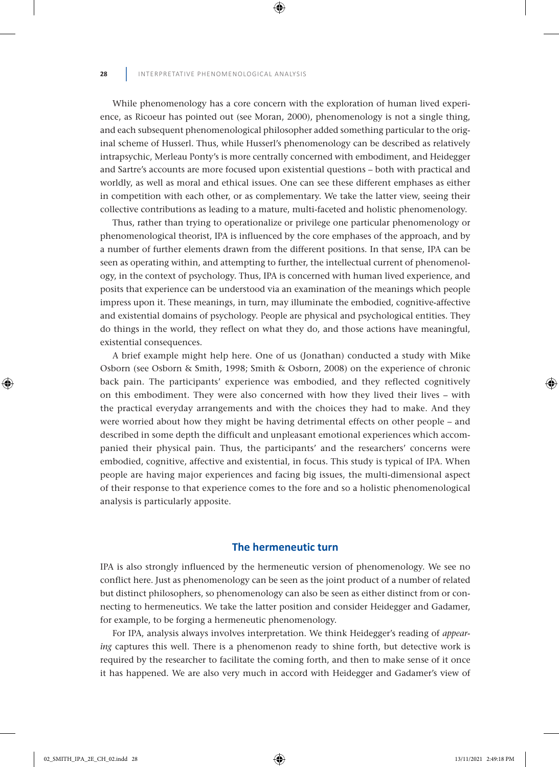While phenomenology has a core concern with the exploration of human lived experience, as Ricoeur has pointed out (see Moran, 2000), phenomenology is not a single thing, and each subsequent phenomenological philosopher added something particular to the original scheme of Husserl. Thus, while Husserl's phenomenology can be described as relatively intrapsychic, Merleau Ponty's is more centrally concerned with embodiment, and Heidegger and Sartre's accounts are more focused upon existential questions – both with practical and worldly, as well as moral and ethical issues. One can see these different emphases as either in competition with each other, or as complementary. We take the latter view, seeing their collective contributions as leading to a mature, multi-faceted and holistic phenomenology.

Thus, rather than trying to operationalize or privilege one particular phenomenology or phenomenological theorist, IPA is influenced by the core emphases of the approach, and by a number of further elements drawn from the different positions. In that sense, IPA can be seen as operating within, and attempting to further, the intellectual current of phenomenology, in the context of psychology. Thus, IPA is concerned with human lived experience, and posits that experience can be understood via an examination of the meanings which people impress upon it. These meanings, in turn, may illuminate the embodied, cognitive-affective and existential domains of psychology. People are physical and psychological entities. They do things in the world, they reflect on what they do, and those actions have meaningful, existential consequences.

A brief example might help here. One of us (Jonathan) conducted a study with Mike Osborn (see Osborn & Smith, 1998; Smith & Osborn, 2008) on the experience of chronic back pain. The participants' experience was embodied, and they reflected cognitively on this embodiment. They were also concerned with how they lived their lives – with the practical everyday arrangements and with the choices they had to make. And they were worried about how they might be having detrimental effects on other people – and described in some depth the difficult and unpleasant emotional experiences which accompanied their physical pain. Thus, the participants' and the researchers' concerns were embodied, cognitive, affective and existential, in focus. This study is typical of IPA. When people are having major experiences and facing big issues, the multi-dimensional aspect of their response to that experience comes to the fore and so a holistic phenomenological analysis is particularly apposite.

## The hermeneutic turn

IPA is also strongly influenced by the hermeneutic version of phenomenology. We see no conflict here. Just as phenomenology can be seen as the joint product of a number of related but distinct philosophers, so phenomenology can also be seen as either distinct from or connecting to hermeneutics. We take the latter position and consider Heidegger and Gadamer, for example, to be forging a hermeneutic phenomenology.

For IPA, analysis always involves interpretation. We think Heidegger's reading of *appearing* captures this well. There is a phenomenon ready to shine forth, but detective work is required by the researcher to facilitate the coming forth, and then to make sense of it once it has happened. We are also very much in accord with Heidegger and Gadamer's view of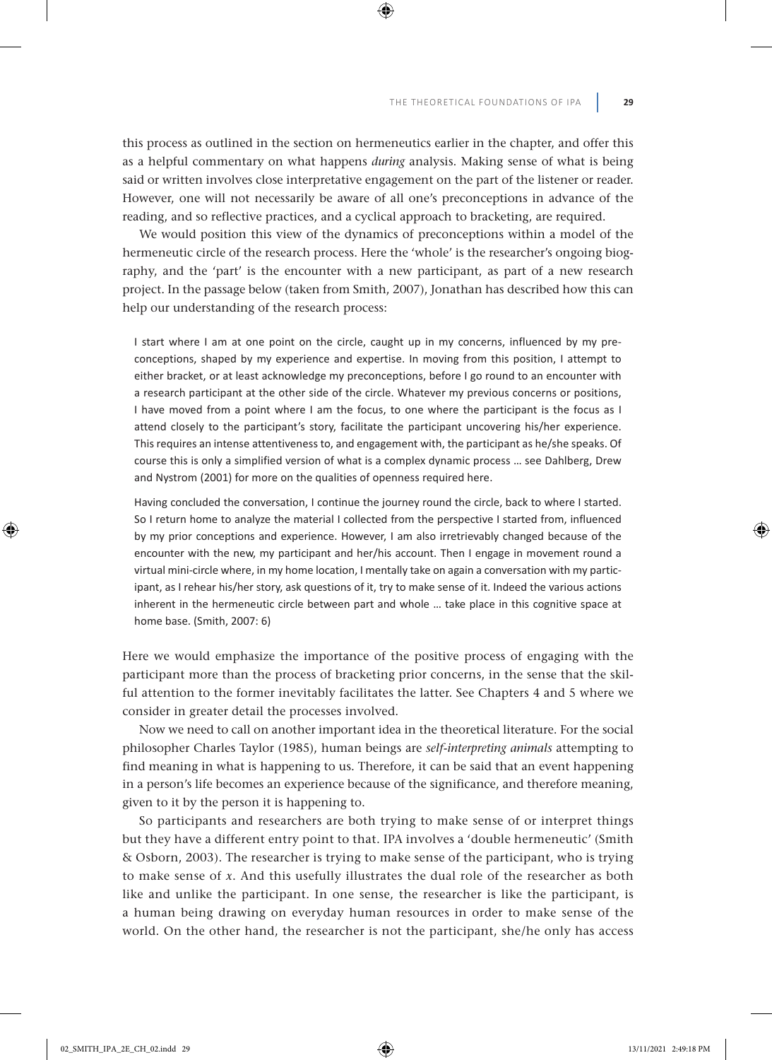this process as outlined in the section on hermeneutics earlier in the chapter, and offer this as a helpful commentary on what happens *during* analysis. Making sense of what is being said or written involves close interpretative engagement on the part of the listener or reader. However, one will not necessarily be aware of all one's preconceptions in advance of the reading, and so reflective practices, and a cyclical approach to bracketing, are required.

We would position this view of the dynamics of preconceptions within a model of the hermeneutic circle of the research process. Here the 'whole' is the researcher's ongoing biography, and the 'part' is the encounter with a new participant, as part of a new research project. In the passage below (taken from Smith, 2007), Jonathan has described how this can help our understanding of the research process:

> I start where I am at one point on the circle, caught up in my concerns, influenced by my preconceptions, shaped by my experience and expertise. In moving from this position, I attempt to either bracket, or at least acknowledge my preconceptions, before I go round to an encounter with a research participant at the other side of the circle. Whatever my previous concerns or positions, I have moved from a point where I am the focus, to one where the participant is the focus as I attend closely to the participant's story, facilitate the participant uncovering his/her experience. This requires an intense attentiveness to, and engagement with, the participant as he/she speaks. Of course this is only a simplified version of what is a complex dynamic process … see Dahlberg, Drew and Nystrom (2001) for more on the qualities of openness required here.
>
> Having concluded the conversation, I continue the journey round the circle, back to where I started. So I return home to analyze the material I collected from the perspective I started from, influenced by my prior conceptions and experience. However, I am also irretrievably changed because of the encounter with the new, my participant and her/his account. Then I engage in movement round a virtual mini-circle where, in my home location, I mentally take on again a conversation with my participant, as I rehear his/her story, ask questions of it, try to make sense of it. Indeed the various actions inherent in the hermeneutic circle between part and whole … take place in this cognitive space at home base. (Smith, 2007: 6)

Here we would emphasize the importance of the positive process of engaging with the participant more than the process of bracketing prior concerns, in the sense that the skilful attention to the former inevitably facilitates the latter. See Chapters 4 and 5 where we consider in greater detail the processes involved.

Now we need to call on another important idea in the theoretical literature. For the social philosopher Charles Taylor (1985), human beings are *self-interpreting animals* attempting to find meaning in what is happening to us. Therefore, it can be said that an event happening in a person's life becomes an experience because of the significance, and therefore meaning, given to it by the person it is happening to.

So participants and researchers are both trying to make sense of or interpret things but they have a different entry point to that. IPA involves a 'double hermeneutic' (Smith & Osborn, 2003). The researcher is trying to make sense of the participant, who is trying to make sense of *x*. And this usefully illustrates the dual role of the researcher as both like and unlike the participant. In one sense, the researcher is like the participant, is a human being drawing on everyday human resources in order to make sense of the world. On the other hand, the researcher is not the participant, she/he only has access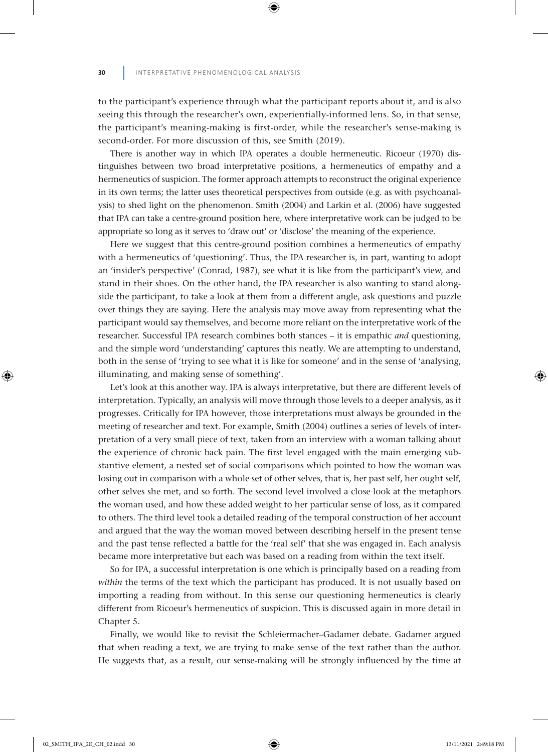to the participant's experience through what the participant reports about it, and is also seeing this through the researcher's own, experientially-informed lens. So, in that sense, the participant's meaning-making is first-order, while the researcher's sense-making is second-order. For more discussion of this, see Smith (2019).

There is another way in which IPA operates a double hermeneutic. Ricoeur (1970) distinguishes between two broad interpretative positions, a hermeneutics of empathy and a hermeneutics of suspicion. The former approach attempts to reconstruct the original experience in its own terms; the latter uses theoretical perspectives from outside (e.g. as with psychoanalysis) to shed light on the phenomenon. Smith (2004) and Larkin et al. (2006) have suggested that IPA can take a centre-ground position here, where interpretative work can be judged to be appropriate so long as it serves to 'draw out' or 'disclose' the meaning of the experience.

Here we suggest that this centre-ground position combines a hermeneutics of empathy with a hermeneutics of 'questioning'. Thus, the IPA researcher is, in part, wanting to adopt an 'insider's perspective' (Conrad, 1987), see what it is like from the participant's view, and stand in their shoes. On the other hand, the IPA researcher is also wanting to stand alongside the participant, to take a look at them from a different angle, ask questions and puzzle over things they are saying. Here the analysis may move away from representing what the participant would say themselves, and become more reliant on the interpretative work of the researcher. Successful IPA research combines both stances – it is empathic *and* questioning, and the simple word 'understanding' captures this neatly. We are attempting to understand, both in the sense of 'trying to see what it is like for someone' and in the sense of 'analysing, illuminating, and making sense of something'.

Let's look at this another way. IPA is always interpretative, but there are different levels of interpretation. Typically, an analysis will move through those levels to a deeper analysis, as it progresses. Critically for IPA however, those interpretations must always be grounded in the meeting of researcher and text. For example, Smith (2004) outlines a series of levels of interpretation of a very small piece of text, taken from an interview with a woman talking about the experience of chronic back pain. The first level engaged with the main emerging substantive element, a nested set of social comparisons which pointed to how the woman was losing out in comparison with a whole set of other selves, that is, her past self, her ought self, other selves she met, and so forth. The second level involved a close look at the metaphors the woman used, and how these added weight to her particular sense of loss, as it compared to others. The third level took a detailed reading of the temporal construction of her account and argued that the way the woman moved between describing herself in the present tense and the past tense reflected a battle for the 'real self' that she was engaged in. Each analysis became more interpretative but each was based on a reading from within the text itself.

So for IPA, a successful interpretation is one which is principally based on a reading from *within* the terms of the text which the participant has produced. It is not usually based on importing a reading from without. In this sense our questioning hermeneutics is clearly different from Ricoeur's hermeneutics of suspicion. This is discussed again in more detail in Chapter 5.

Finally, we would like to revisit the Schleiermacher–Gadamer debate. Gadamer argued that when reading a text, we are trying to make sense of the text rather than the author. He suggests that, as a result, our sense-making will be strongly influenced by the time at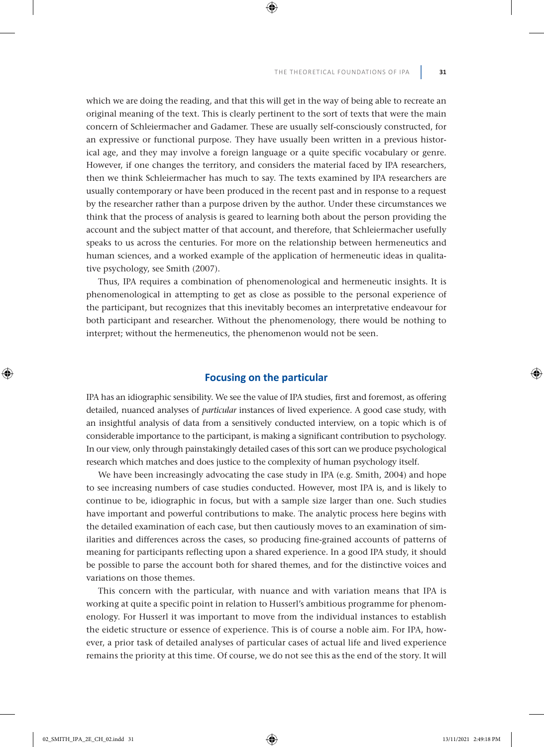which we are doing the reading, and that this will get in the way of being able to recreate an original meaning of the text. This is clearly pertinent to the sort of texts that were the main concern of Schleiermacher and Gadamer. These are usually self-consciously constructed, for an expressive or functional purpose. They have usually been written in a previous historical age, and they may involve a foreign language or a quite specific vocabulary or genre. However, if one changes the territory, and considers the material faced by IPA researchers, then we think Schleiermacher has much to say. The texts examined by IPA researchers are usually contemporary or have been produced in the recent past and in response to a request by the researcher rather than a purpose driven by the author. Under these circumstances we think that the process of analysis is geared to learning both about the person providing the account and the subject matter of that account, and therefore, that Schleiermacher usefully speaks to us across the centuries. For more on the relationship between hermeneutics and human sciences, and a worked example of the application of hermeneutic ideas in qualitative psychology, see Smith (2007).

Thus, IPA requires a combination of phenomenological and hermeneutic insights. It is phenomenological in attempting to get as close as possible to the personal experience of the participant, but recognizes that this inevitably becomes an interpretative endeavour for both participant and researcher. Without the phenomenology, there would be nothing to interpret; without the hermeneutics, the phenomenon would not be seen.

## Focusing on the particular

IPA has an idiographic sensibility. We see the value of IPA studies, first and foremost, as offering detailed, nuanced analyses of *particular* instances of lived experience. A good case study, with an insightful analysis of data from a sensitively conducted interview, on a topic which is of considerable importance to the participant, is making a significant contribution to psychology. In our view, only through painstakingly detailed cases of this sort can we produce psychological research which matches and does justice to the complexity of human psychology itself.

We have been increasingly advocating the case study in IPA (e.g. Smith, 2004) and hope to see increasing numbers of case studies conducted. However, most IPA is, and is likely to continue to be, idiographic in focus, but with a sample size larger than one. Such studies have important and powerful contributions to make. The analytic process here begins with the detailed examination of each case, but then cautiously moves to an examination of similarities and differences across the cases, so producing fine-grained accounts of patterns of meaning for participants reflecting upon a shared experience. In a good IPA study, it should be possible to parse the account both for shared themes, and for the distinctive voices and variations on those themes.

This concern with the particular, with nuance and with variation means that IPA is working at quite a specific point in relation to Husserl's ambitious programme for phenomenology. For Husserl it was important to move from the individual instances to establish the eidetic structure or essence of experience. This is of course a noble aim. For IPA, however, a prior task of detailed analyses of particular cases of actual life and lived experience remains the priority at this time. Of course, we do not see this as the end of the story. It will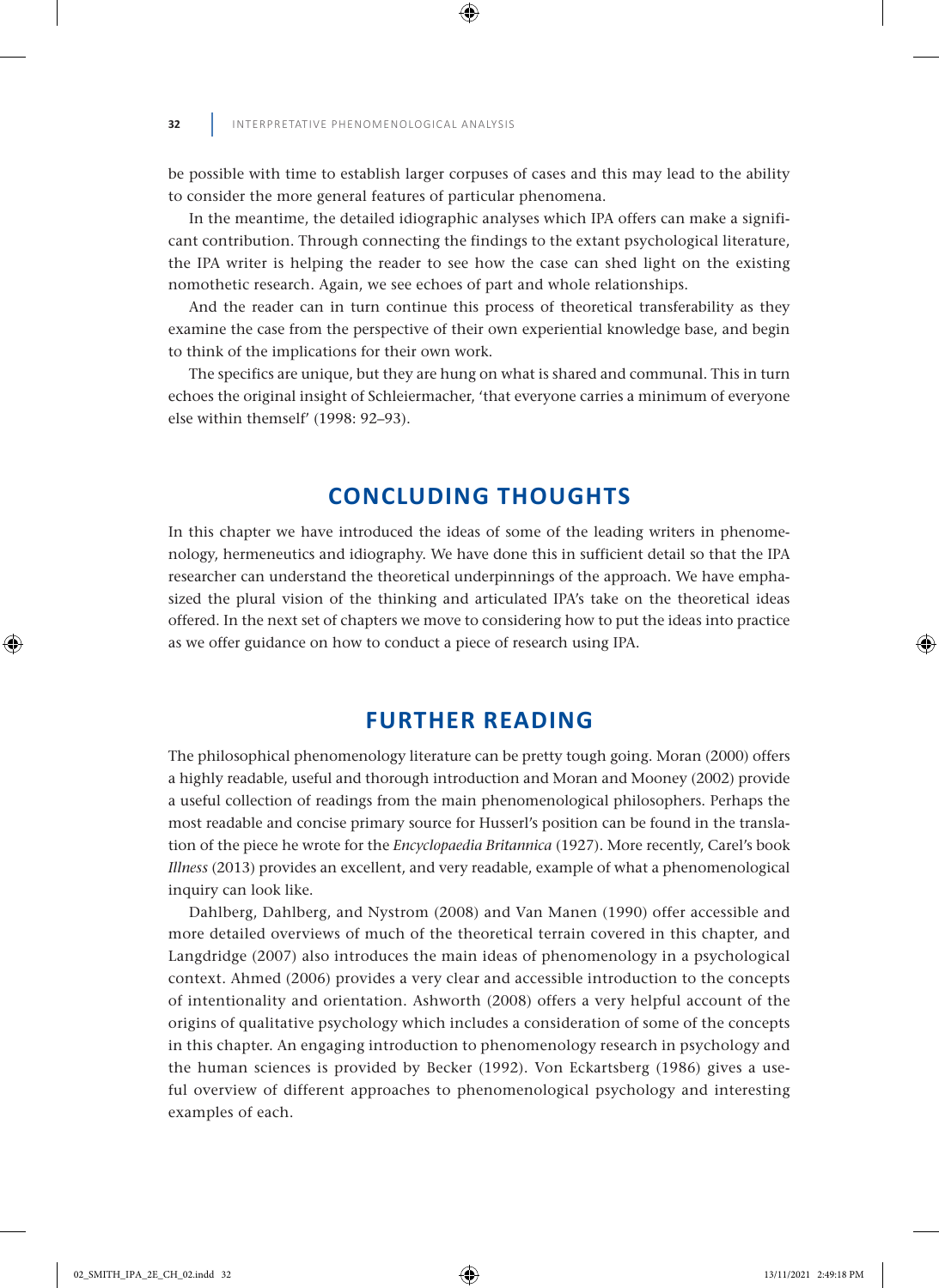be possible with time to establish larger corpuses of cases and this may lead to the ability to consider the more general features of particular phenomena.

In the meantime, the detailed idiographic analyses which IPA offers can make a significant contribution. Through connecting the findings to the extant psychological literature, the IPA writer is helping the reader to see how the case can shed light on the existing nomothetic research. Again, we see echoes of part and whole relationships.

And the reader can in turn continue this process of theoretical transferability as they examine the case from the perspective of their own experiential knowledge base, and begin to think of the implications for their own work.

The specifics are unique, but they are hung on what is shared and communal. This in turn echoes the original insight of Schleiermacher, 'that everyone carries a minimum of everyone else within themself' (1998: 92–93).

## CONCLUDING THOUGHTS

In this chapter we have introduced the ideas of some of the leading writers in phenomenology, hermeneutics and idiography. We have done this in sufficient detail so that the IPA researcher can understand the theoretical underpinnings of the approach. We have emphasized the plural vision of the thinking and articulated IPA's take on the theoretical ideas offered. In the next set of chapters we move to considering how to put the ideas into practice as we offer guidance on how to conduct a piece of research using IPA.

## FURTHER READING

The philosophical phenomenology literature can be pretty tough going. Moran (2000) offers a highly readable, useful and thorough introduction and Moran and Mooney (2002) provide a useful collection of readings from the main phenomenological philosophers. Perhaps the most readable and concise primary source for Husserl's position can be found in the translation of the piece he wrote for the *Encyclopaedia Britannica* (1927). More recently, Carel's book *Illness* (2013) provides an excellent, and very readable, example of what a phenomenological inquiry can look like.

Dahlberg, Dahlberg, and Nystrom (2008) and Van Manen (1990) offer accessible and more detailed overviews of much of the theoretical terrain covered in this chapter, and Langdridge (2007) also introduces the main ideas of phenomenology in a psychological context. Ahmed (2006) provides a very clear and accessible introduction to the concepts of intentionality and orientation. Ashworth (2008) offers a very helpful account of the origins of qualitative psychology which includes a consideration of some of the concepts in this chapter. An engaging introduction to phenomenology research in psychology and the human sciences is provided by Becker (1992). Von Eckartsberg (1986) gives a useful overview of different approaches to phenomenological psychology and interesting examples of each.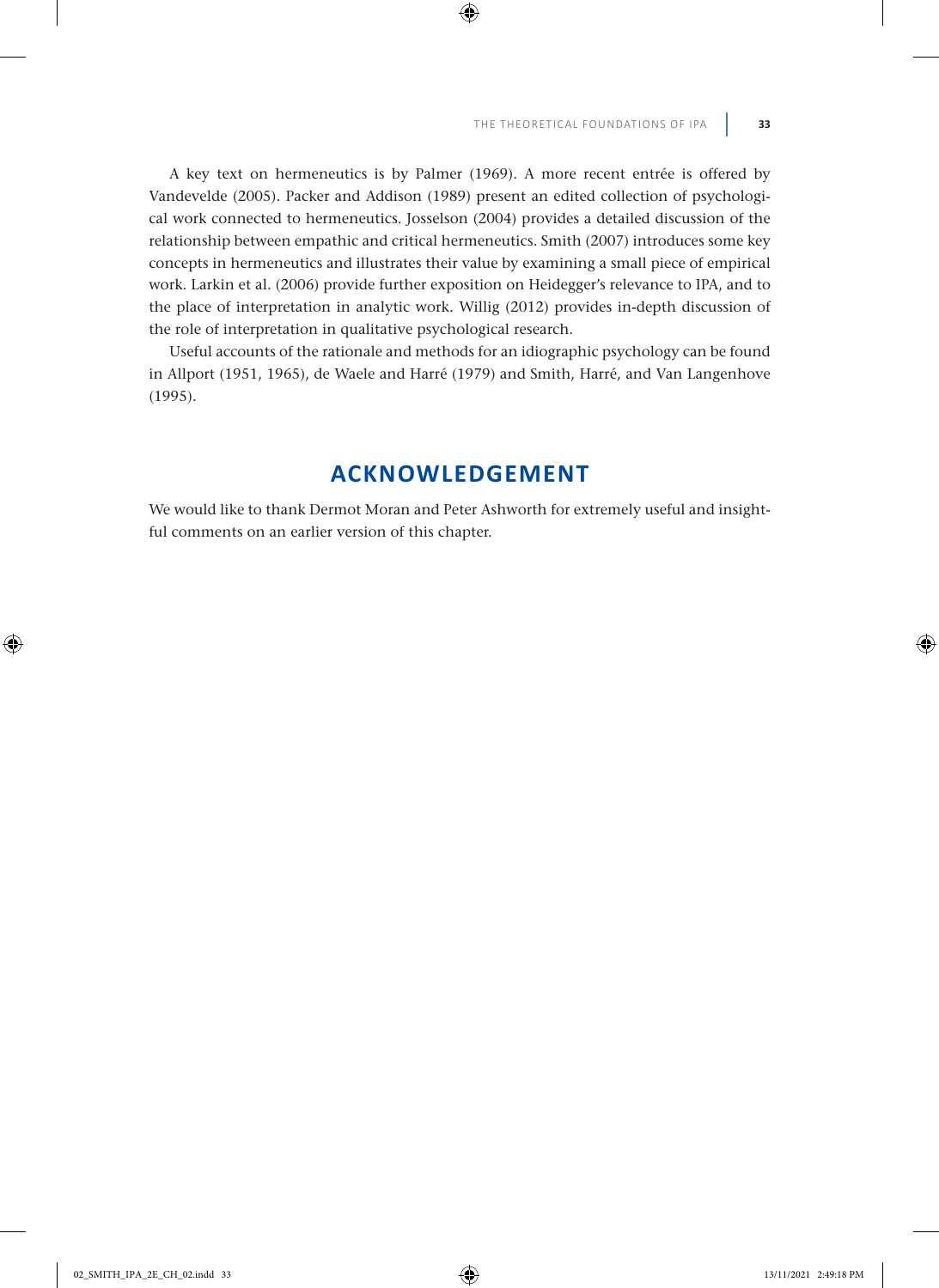A key text on hermeneutics is by Palmer (1969). A more recent entrée is offered by Vandevelde (2005). Packer and Addison (1989) present an edited collection of psychological work connected to hermeneutics. Josselson (2004) provides a detailed discussion of the relationship between empathic and critical hermeneutics. Smith (2007) introduces some key concepts in hermeneutics and illustrates their value by examining a small piece of empirical work. Larkin et al. (2006) provide further exposition on Heidegger's relevance to IPA, and to the place of interpretation in analytic work. Willig (2012) provides in-depth discussion of the role of interpretation in qualitative psychological research.

Useful accounts of the rationale and methods for an idiographic psychology can be found in Allport (1951, 1965), de Waele and Harré (1979) and Smith, Harré, and Van Langenhove (1995).

## ACKNOWLEDGEMENT

We would like to thank Dermot Moran and Peter Ashworth for extremely useful and insightful comments on an earlier version of this chapter.